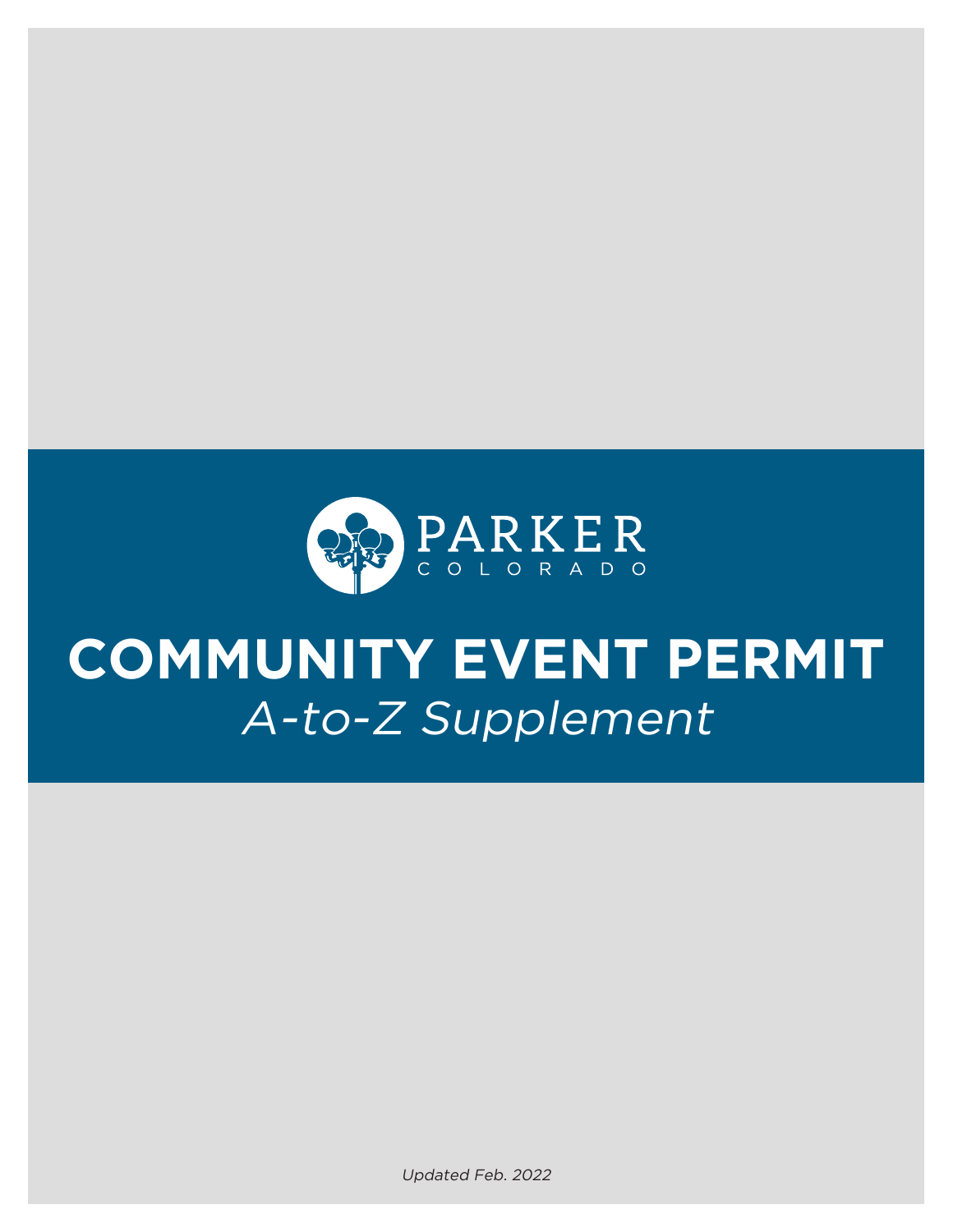PARKER
COLORADO

# COMMUNITY EVENT PERMIT

*A-to-Z Supplement*

*Updated Feb. 2022*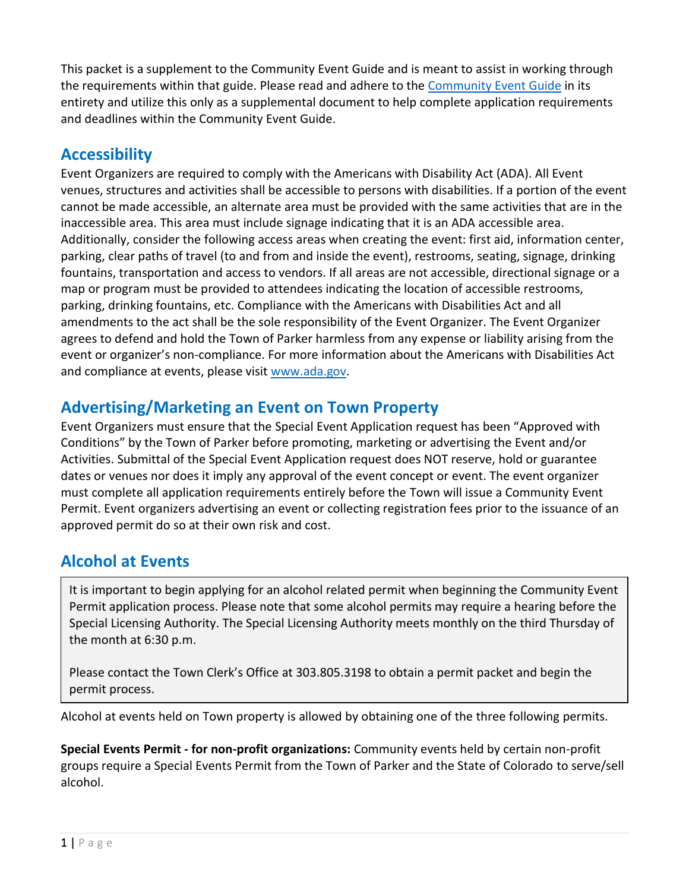This packet is a supplement to the Community Event Guide and is meant to assist in working through the requirements within that guide. Please read and adhere to the [Community Event Guide]() in its entirety and utilize this only as a supplemental document to help complete application requirements and deadlines within the Community Event Guide.

## Accessibility

Event Organizers are required to comply with the Americans with Disability Act (ADA). All Event venues, structures and activities shall be accessible to persons with disabilities. If a portion of the event cannot be made accessible, an alternate area must be provided with the same activities that are in the inaccessible area. This area must include signage indicating that it is an ADA accessible area. Additionally, consider the following access areas when creating the event: first aid, information center, parking, clear paths of travel (to and from and inside the event), restrooms, seating, signage, drinking fountains, transportation and access to vendors. If all areas are not accessible, directional signage or a map or program must be provided to attendees indicating the location of accessible restrooms, parking, drinking fountains, etc. Compliance with the Americans with Disabilities Act and all amendments to the act shall be the sole responsibility of the Event Organizer. The Event Organizer agrees to defend and hold the Town of Parker harmless from any expense or liability arising from the event or organizer's non-compliance. For more information about the Americans with Disabilities Act and compliance at events, please visit [www.ada.gov](www.ada.gov).

## Advertising/Marketing an Event on Town Property

Event Organizers must ensure that the Special Event Application request has been "Approved with Conditions" by the Town of Parker before promoting, marketing or advertising the Event and/or Activities. Submittal of the Special Event Application request does NOT reserve, hold or guarantee dates or venues nor does it imply any approval of the event concept or event. The event organizer must complete all application requirements entirely before the Town will issue a Community Event Permit. Event organizers advertising an event or collecting registration fees prior to the issuance of an approved permit do so at their own risk and cost.

## Alcohol at Events

> It is important to begin applying for an alcohol related permit when beginning the Community Event Permit application process. Please note that some alcohol permits may require a hearing before the Special Licensing Authority. The Special Licensing Authority meets monthly on the third Thursday of the month at 6:30 p.m.
>
> Please contact the Town Clerk's Office at 303.805.3198 to obtain a permit packet and begin the permit process.

Alcohol at events held on Town property is allowed by obtaining one of the three following permits.

**Special Events Permit - for non-profit organizations:** Community events held by certain non-profit groups require a Special Events Permit from the Town of Parker and the State of Colorado to serve/sell alcohol.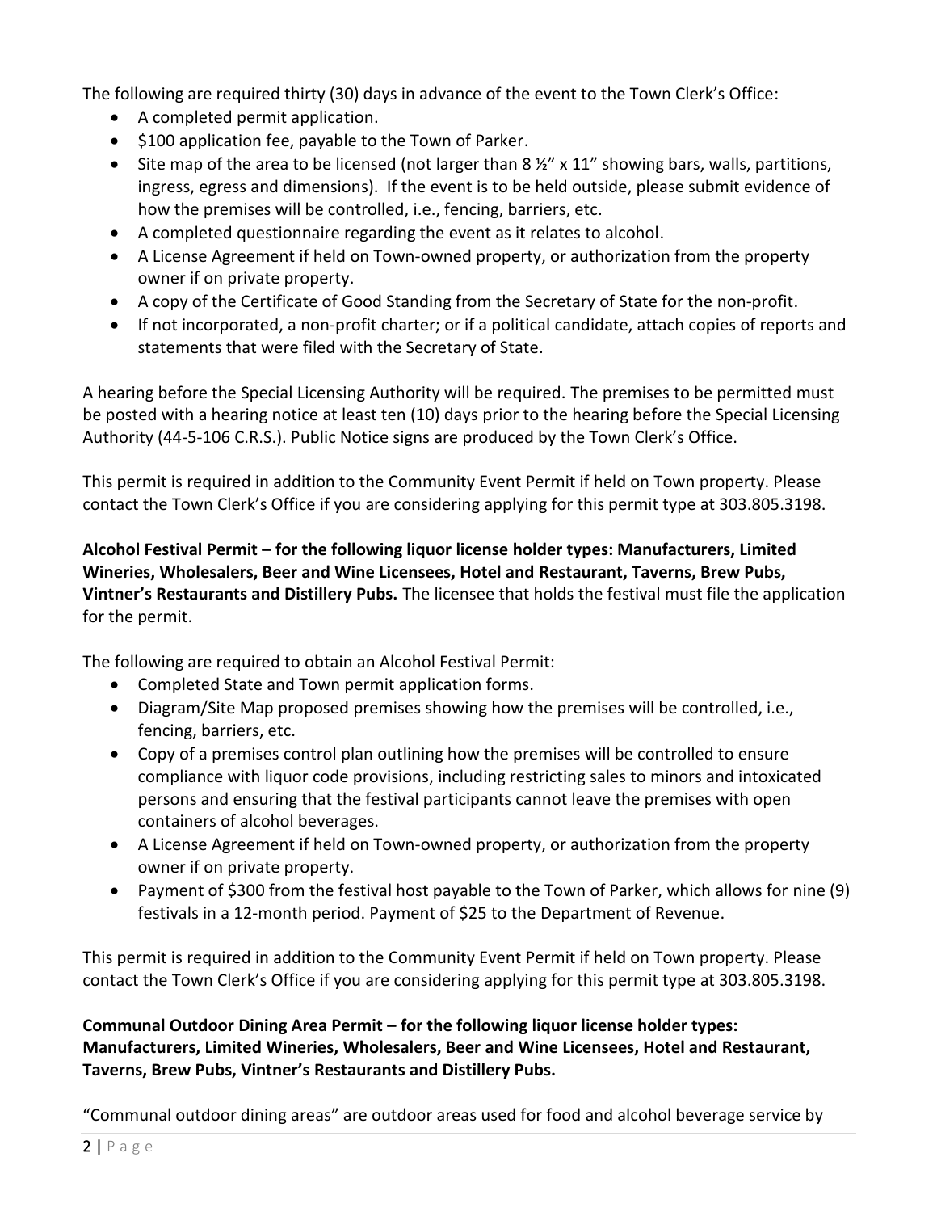The following are required thirty (30) days in advance of the event to the Town Clerk's Office:

- A completed permit application.
- $100 application fee, payable to the Town of Parker.
- Site map of the area to be licensed (not larger than 8 ½" x 11" showing bars, walls, partitions, ingress, egress and dimensions). If the event is to be held outside, please submit evidence of how the premises will be controlled, i.e., fencing, barriers, etc.
- A completed questionnaire regarding the event as it relates to alcohol.
- A License Agreement if held on Town-owned property, or authorization from the property owner if on private property.
- A copy of the Certificate of Good Standing from the Secretary of State for the non-profit.
- If not incorporated, a non-profit charter; or if a political candidate, attach copies of reports and statements that were filed with the Secretary of State.

A hearing before the Special Licensing Authority will be required. The premises to be permitted must be posted with a hearing notice at least ten (10) days prior to the hearing before the Special Licensing Authority (44-5-106 C.R.S.). Public Notice signs are produced by the Town Clerk's Office.

This permit is required in addition to the Community Event Permit if held on Town property. Please contact the Town Clerk's Office if you are considering applying for this permit type at 303.805.3198.

**Alcohol Festival Permit – for the following liquor license holder types: Manufacturers, Limited Wineries, Wholesalers, Beer and Wine Licensees, Hotel and Restaurant, Taverns, Brew Pubs, Vintner's Restaurants and Distillery Pubs.** The licensee that holds the festival must file the application for the permit.

The following are required to obtain an Alcohol Festival Permit:

- Completed State and Town permit application forms.
- Diagram/Site Map proposed premises showing how the premises will be controlled, i.e., fencing, barriers, etc.
- Copy of a premises control plan outlining how the premises will be controlled to ensure compliance with liquor code provisions, including restricting sales to minors and intoxicated persons and ensuring that the festival participants cannot leave the premises with open containers of alcohol beverages.
- A License Agreement if held on Town-owned property, or authorization from the property owner if on private property.
- Payment of $300 from the festival host payable to the Town of Parker, which allows for nine (9) festivals in a 12-month period. Payment of $25 to the Department of Revenue.

This permit is required in addition to the Community Event Permit if held on Town property. Please contact the Town Clerk's Office if you are considering applying for this permit type at 303.805.3198.

**Communal Outdoor Dining Area Permit – for the following liquor license holder types: Manufacturers, Limited Wineries, Wholesalers, Beer and Wine Licensees, Hotel and Restaurant, Taverns, Brew Pubs, Vintner's Restaurants and Distillery Pubs.**

"Communal outdoor dining areas" are outdoor areas used for food and alcohol beverage service by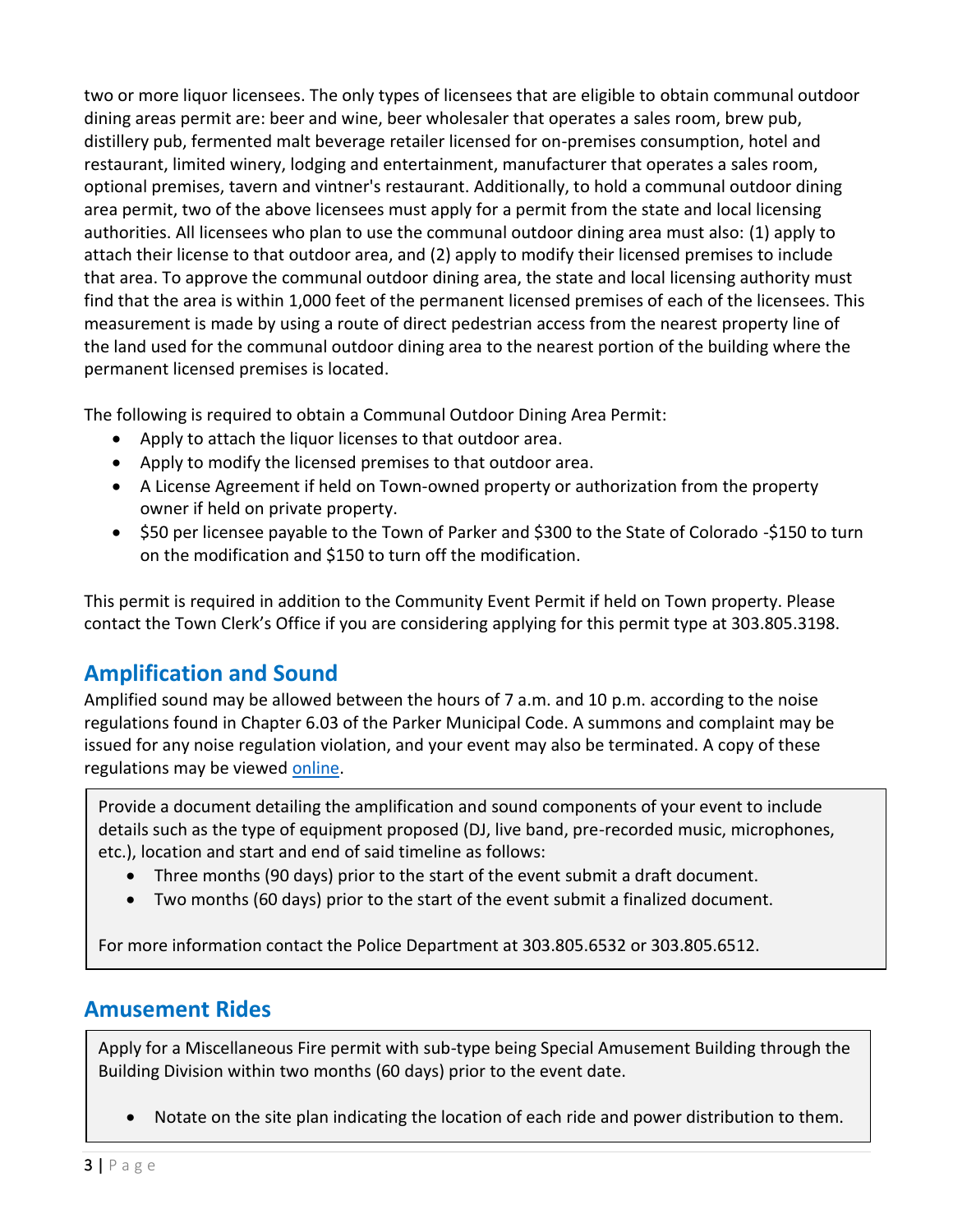two or more liquor licensees. The only types of licensees that are eligible to obtain communal outdoor dining areas permit are: beer and wine, beer wholesaler that operates a sales room, brew pub, distillery pub, fermented malt beverage retailer licensed for on-premises consumption, hotel and restaurant, limited winery, lodging and entertainment, manufacturer that operates a sales room, optional premises, tavern and vintner's restaurant. Additionally, to hold a communal outdoor dining area permit, two of the above licensees must apply for a permit from the state and local licensing authorities. All licensees who plan to use the communal outdoor dining area must also: (1) apply to attach their license to that outdoor area, and (2) apply to modify their licensed premises to include that area. To approve the communal outdoor dining area, the state and local licensing authority must find that the area is within 1,000 feet of the permanent licensed premises of each of the licensees. This measurement is made by using a route of direct pedestrian access from the nearest property line of the land used for the communal outdoor dining area to the nearest portion of the building where the permanent licensed premises is located.

The following is required to obtain a Communal Outdoor Dining Area Permit:

- Apply to attach the liquor licenses to that outdoor area.
- Apply to modify the licensed premises to that outdoor area.
- A License Agreement if held on Town-owned property or authorization from the property owner if held on private property.
- $50 per licensee payable to the Town of Parker and $300 to the State of Colorado -$150 to turn on the modification and $150 to turn off the modification.

This permit is required in addition to the Community Event Permit if held on Town property. Please contact the Town Clerk's Office if you are considering applying for this permit type at 303.805.3198.

## Amplification and Sound

Amplified sound may be allowed between the hours of 7 a.m. and 10 p.m. according to the noise regulations found in Chapter 6.03 of the Parker Municipal Code. A summons and complaint may be issued for any noise regulation violation, and your event may also be terminated. A copy of these regulations may be viewed online.

Provide a document detailing the amplification and sound components of your event to include details such as the type of equipment proposed (DJ, live band, pre-recorded music, microphones, etc.), location and start and end of said timeline as follows:

- Three months (90 days) prior to the start of the event submit a draft document.
- Two months (60 days) prior to the start of the event submit a finalized document.

For more information contact the Police Department at 303.805.6532 or 303.805.6512.

## Amusement Rides

Apply for a Miscellaneous Fire permit with sub-type being Special Amusement Building through the Building Division within two months (60 days) prior to the event date.

- Notate on the site plan indicating the location of each ride and power distribution to them.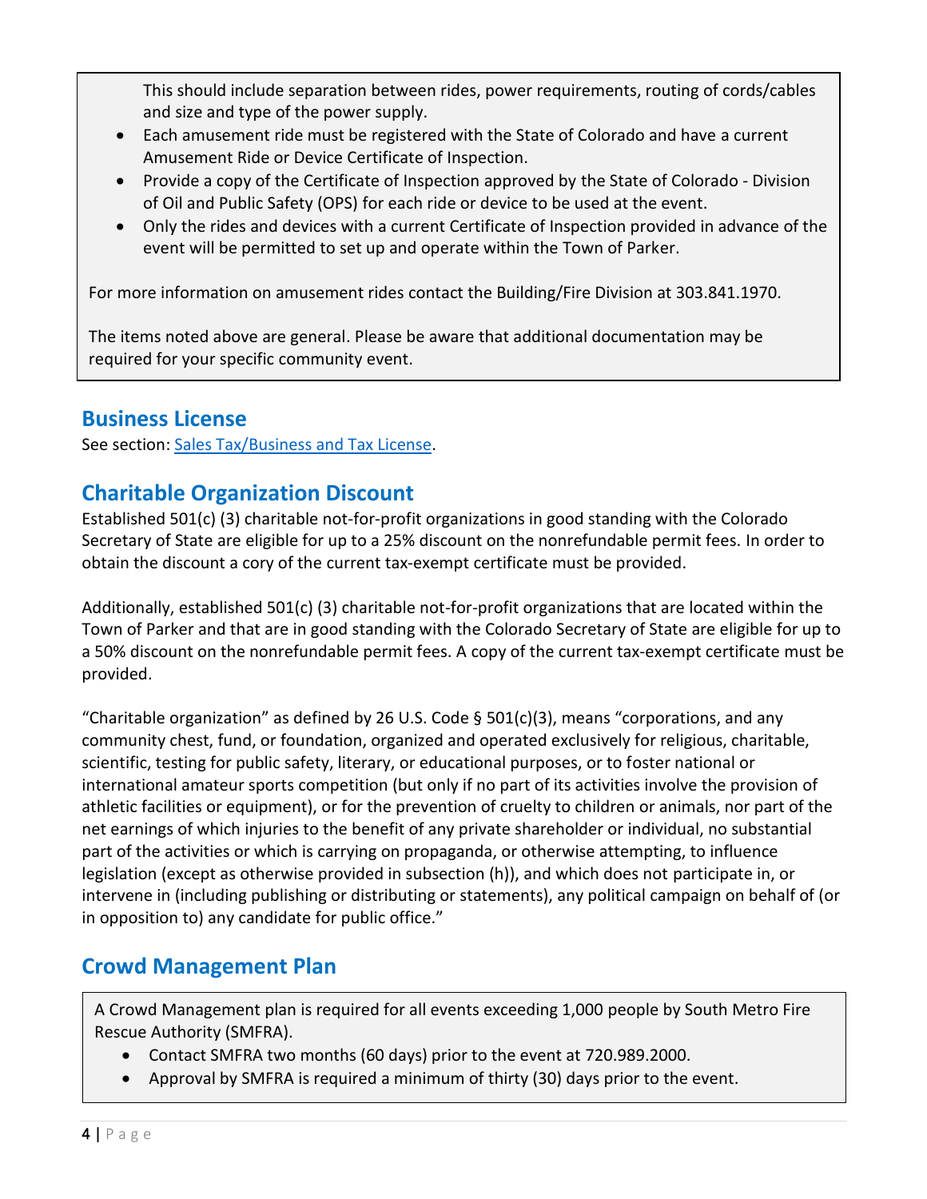This should include separation between rides, power requirements, routing of cords/cables and size and type of the power supply.

- Each amusement ride must be registered with the State of Colorado and have a current Amusement Ride or Device Certificate of Inspection.
- Provide a copy of the Certificate of Inspection approved by the State of Colorado - Division of Oil and Public Safety (OPS) for each ride or device to be used at the event.
- Only the rides and devices with a current Certificate of Inspection provided in advance of the event will be permitted to set up and operate within the Town of Parker.

For more information on amusement rides contact the Building/Fire Division at 303.841.1970.

The items noted above are general. Please be aware that additional documentation may be required for your specific community event.

## Business License

See section: Sales Tax/Business and Tax License.

## Charitable Organization Discount

Established 501(c) (3) charitable not-for-profit organizations in good standing with the Colorado Secretary of State are eligible for up to a 25% discount on the nonrefundable permit fees. In order to obtain the discount a cory of the current tax-exempt certificate must be provided.

Additionally, established 501(c) (3) charitable not-for-profit organizations that are located within the Town of Parker and that are in good standing with the Colorado Secretary of State are eligible for up to a 50% discount on the nonrefundable permit fees. A copy of the current tax-exempt certificate must be provided.

"Charitable organization" as defined by 26 U.S. Code § 501(c)(3), means "corporations, and any community chest, fund, or foundation, organized and operated exclusively for religious, charitable, scientific, testing for public safety, literary, or educational purposes, or to foster national or international amateur sports competition (but only if no part of its activities involve the provision of athletic facilities or equipment), or for the prevention of cruelty to children or animals, nor part of the net earnings of which injuries to the benefit of any private shareholder or individual, no substantial part of the activities or which is carrying on propaganda, or otherwise attempting, to influence legislation (except as otherwise provided in subsection (h)), and which does not participate in, or intervene in (including publishing or distributing or statements), any political campaign on behalf of (or in opposition to) any candidate for public office."

## Crowd Management Plan

A Crowd Management plan is required for all events exceeding 1,000 people by South Metro Fire Rescue Authority (SMFRA).

- Contact SMFRA two months (60 days) prior to the event at 720.989.2000.
- Approval by SMFRA is required a minimum of thirty (30) days prior to the event.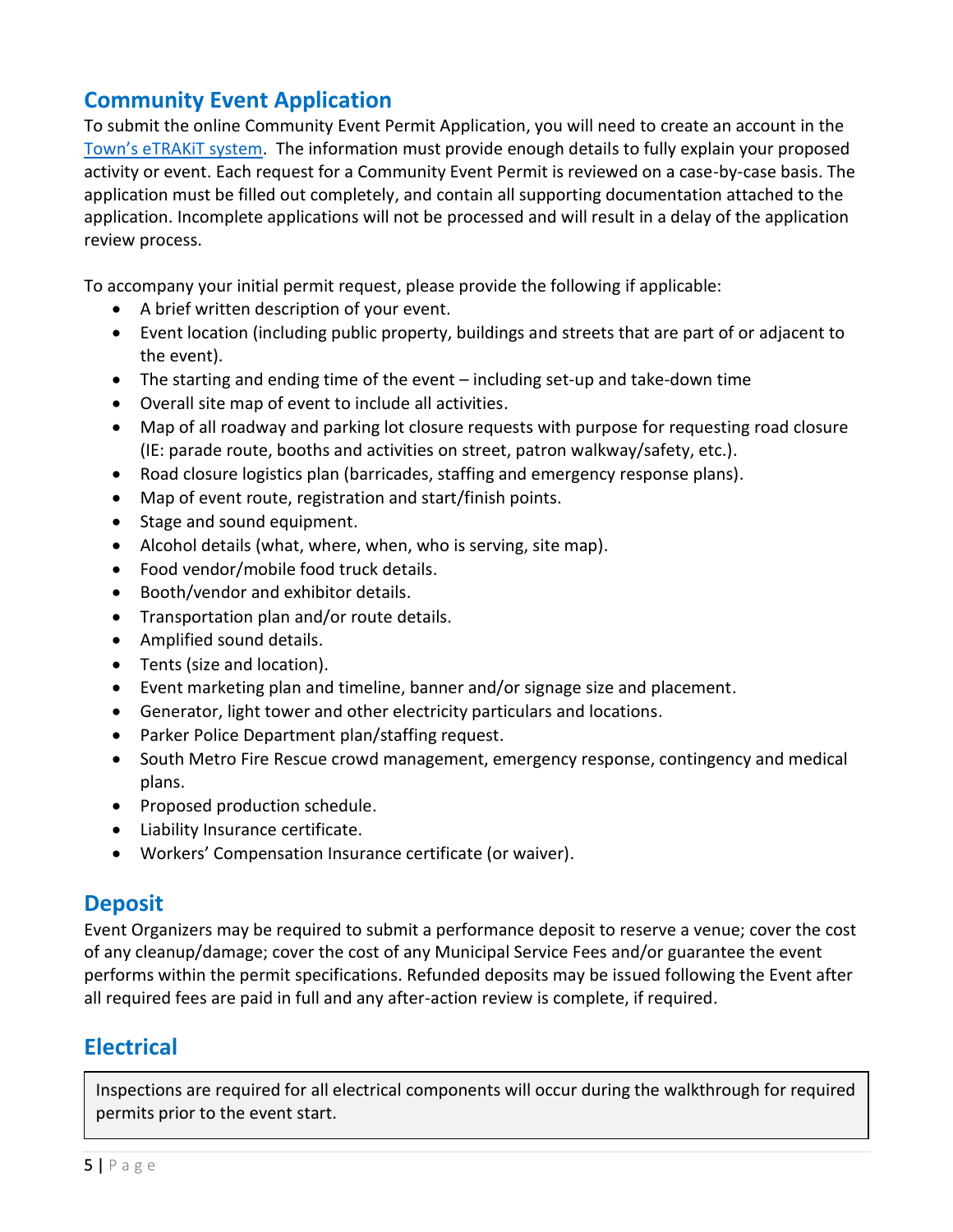## Community Event Application

To submit the online Community Event Permit Application, you will need to create an account in the [Town's eTRAKiT system](). The information must provide enough details to fully explain your proposed activity or event. Each request for a Community Event Permit is reviewed on a case-by-case basis. The application must be filled out completely, and contain all supporting documentation attached to the application. Incomplete applications will not be processed and will result in a delay of the application review process.

To accompany your initial permit request, please provide the following if applicable:

- A brief written description of your event.
- Event location (including public property, buildings and streets that are part of or adjacent to the event).
- The starting and ending time of the event – including set-up and take-down time
- Overall site map of event to include all activities.
- Map of all roadway and parking lot closure requests with purpose for requesting road closure (IE: parade route, booths and activities on street, patron walkway/safety, etc.).
- Road closure logistics plan (barricades, staffing and emergency response plans).
- Map of event route, registration and start/finish points.
- Stage and sound equipment.
- Alcohol details (what, where, when, who is serving, site map).
- Food vendor/mobile food truck details.
- Booth/vendor and exhibitor details.
- Transportation plan and/or route details.
- Amplified sound details.
- Tents (size and location).
- Event marketing plan and timeline, banner and/or signage size and placement.
- Generator, light tower and other electricity particulars and locations.
- Parker Police Department plan/staffing request.
- South Metro Fire Rescue crowd management, emergency response, contingency and medical plans.
- Proposed production schedule.
- Liability Insurance certificate.
- Workers' Compensation Insurance certificate (or waiver).

## Deposit

Event Organizers may be required to submit a performance deposit to reserve a venue; cover the cost of any cleanup/damage; cover the cost of any Municipal Service Fees and/or guarantee the event performs within the permit specifications. Refunded deposits may be issued following the Event after all required fees are paid in full and any after-action review is complete, if required.

## Electrical

> Inspections are required for all electrical components will occur during the walkthrough for required permits prior to the event start.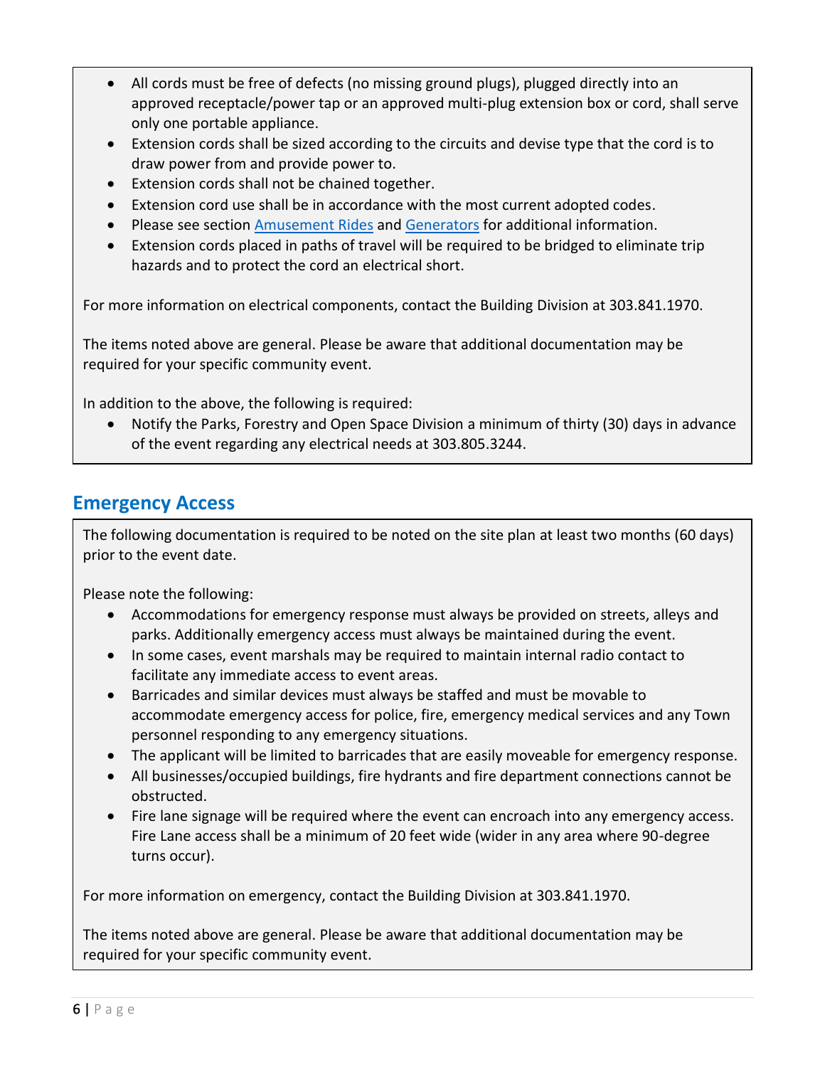- All cords must be free of defects (no missing ground plugs), plugged directly into an approved receptacle/power tap or an approved multi-plug extension box or cord, shall serve only one portable appliance.
- Extension cords shall be sized according to the circuits and devise type that the cord is to draw power from and provide power to.
- Extension cords shall not be chained together.
- Extension cord use shall be in accordance with the most current adopted codes.
- Please see section Amusement Rides and Generators for additional information.
- Extension cords placed in paths of travel will be required to be bridged to eliminate trip hazards and to protect the cord an electrical short.

For more information on electrical components, contact the Building Division at 303.841.1970.

The items noted above are general. Please be aware that additional documentation may be required for your specific community event.

In addition to the above, the following is required:

- Notify the Parks, Forestry and Open Space Division a minimum of thirty (30) days in advance of the event regarding any electrical needs at 303.805.3244.

## Emergency Access

The following documentation is required to be noted on the site plan at least two months (60 days) prior to the event date.

Please note the following:

- Accommodations for emergency response must always be provided on streets, alleys and parks. Additionally emergency access must always be maintained during the event.
- In some cases, event marshals may be required to maintain internal radio contact to facilitate any immediate access to event areas.
- Barricades and similar devices must always be staffed and must be movable to accommodate emergency access for police, fire, emergency medical services and any Town personnel responding to any emergency situations.
- The applicant will be limited to barricades that are easily moveable for emergency response.
- All businesses/occupied buildings, fire hydrants and fire department connections cannot be obstructed.
- Fire lane signage will be required where the event can encroach into any emergency access. Fire Lane access shall be a minimum of 20 feet wide (wider in any area where 90-degree turns occur).

For more information on emergency, contact the Building Division at 303.841.1970.

The items noted above are general. Please be aware that additional documentation may be required for your specific community event.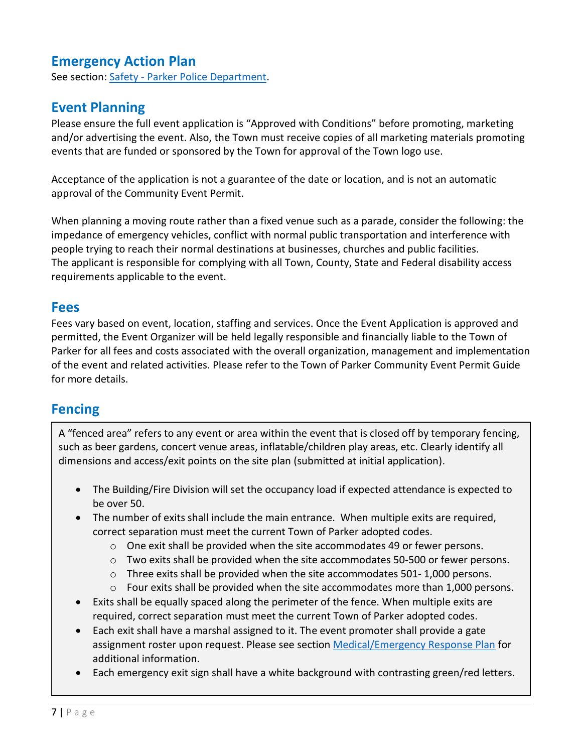## Emergency Action Plan

See section: Safety - Parker Police Department.

## Event Planning

Please ensure the full event application is "Approved with Conditions" before promoting, marketing and/or advertising the event. Also, the Town must receive copies of all marketing materials promoting events that are funded or sponsored by the Town for approval of the Town logo use.

Acceptance of the application is not a guarantee of the date or location, and is not an automatic approval of the Community Event Permit.

When planning a moving route rather than a fixed venue such as a parade, consider the following: the impedance of emergency vehicles, conflict with normal public transportation and interference with people trying to reach their normal destinations at businesses, churches and public facilities.
The applicant is responsible for complying with all Town, County, State and Federal disability access requirements applicable to the event.

## Fees

Fees vary based on event, location, staffing and services. Once the Event Application is approved and permitted, the Event Organizer will be held legally responsible and financially liable to the Town of Parker for all fees and costs associated with the overall organization, management and implementation of the event and related activities. Please refer to the Town of Parker Community Event Permit Guide for more details.

## Fencing

A "fenced area" refers to any event or area within the event that is closed off by temporary fencing, such as beer gardens, concert venue areas, inflatable/children play areas, etc. Clearly identify all dimensions and access/exit points on the site plan (submitted at initial application).

- The Building/Fire Division will set the occupancy load if expected attendance is expected to be over 50.
- The number of exits shall include the main entrance. When multiple exits are required, correct separation must meet the current Town of Parker adopted codes.
  - One exit shall be provided when the site accommodates 49 or fewer persons.
  - Two exits shall be provided when the site accommodates 50-500 or fewer persons.
  - Three exits shall be provided when the site accommodates 501- 1,000 persons.
  - Four exits shall be provided when the site accommodates more than 1,000 persons.
- Exits shall be equally spaced along the perimeter of the fence. When multiple exits are required, correct separation must meet the current Town of Parker adopted codes.
- Each exit shall have a marshal assigned to it. The event promoter shall provide a gate assignment roster upon request. Please see section Medical/Emergency Response Plan for additional information.
- Each emergency exit sign shall have a white background with contrasting green/red letters.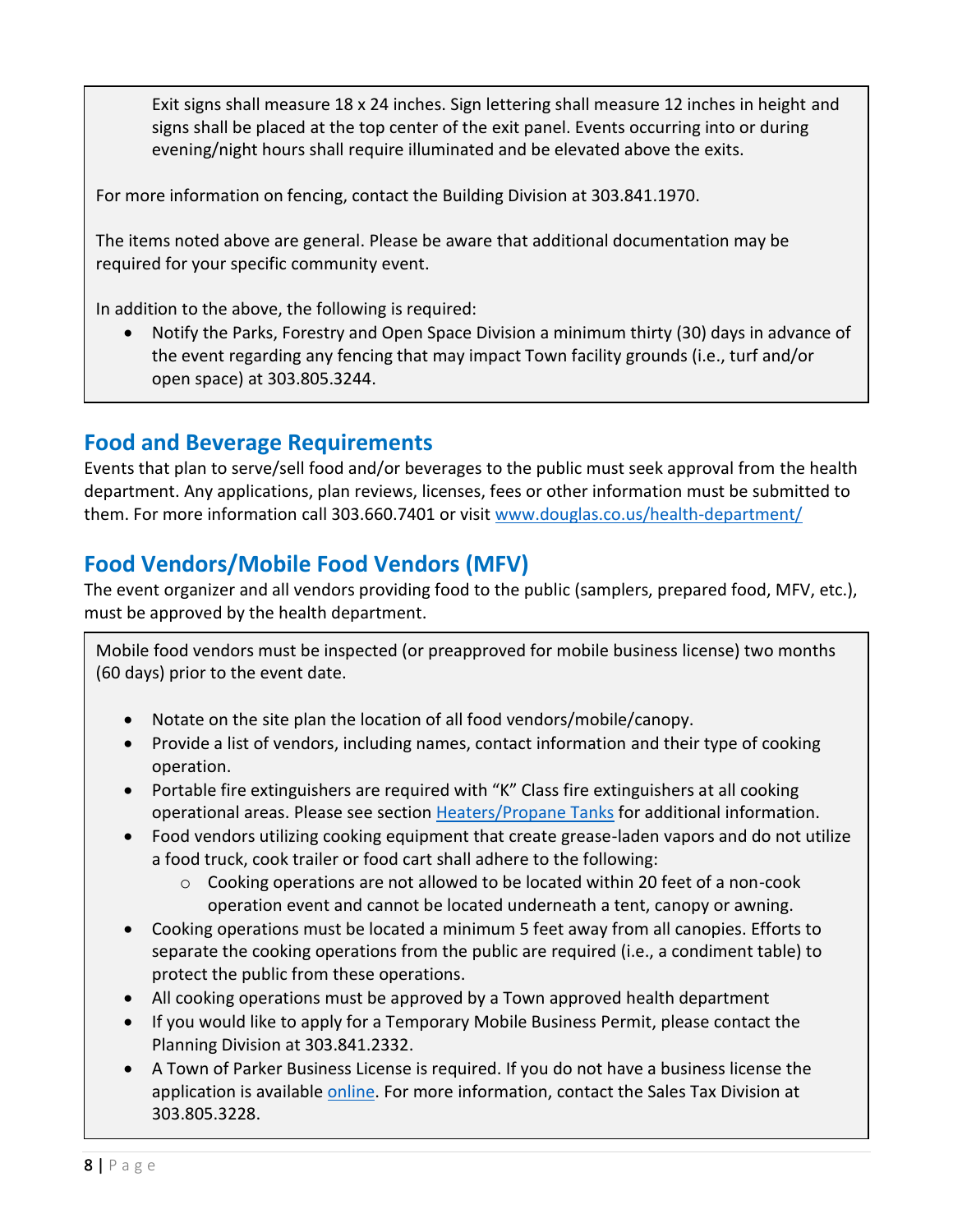Exit signs shall measure 18 x 24 inches. Sign lettering shall measure 12 inches in height and signs shall be placed at the top center of the exit panel. Events occurring into or during evening/night hours shall require illuminated and be elevated above the exits.

For more information on fencing, contact the Building Division at 303.841.1970.

The items noted above are general. Please be aware that additional documentation may be required for your specific community event.

In addition to the above, the following is required:

- Notify the Parks, Forestry and Open Space Division a minimum thirty (30) days in advance of the event regarding any fencing that may impact Town facility grounds (i.e., turf and/or open space) at 303.805.3244.

## Food and Beverage Requirements

Events that plan to serve/sell food and/or beverages to the public must seek approval from the health department. Any applications, plan reviews, licenses, fees or other information must be submitted to them. For more information call 303.660.7401 or visit [www.douglas.co.us/health-department/](http://www.douglas.co.us/health-department/)

## Food Vendors/Mobile Food Vendors (MFV)

The event organizer and all vendors providing food to the public (samplers, prepared food, MFV, etc.), must be approved by the health department.

Mobile food vendors must be inspected (or preapproved for mobile business license) two months (60 days) prior to the event date.

- Notate on the site plan the location of all food vendors/mobile/canopy.
- Provide a list of vendors, including names, contact information and their type of cooking operation.
- Portable fire extinguishers are required with "K" Class fire extinguishers at all cooking operational areas. Please see section Heaters/Propane Tanks for additional information.
- Food vendors utilizing cooking equipment that create grease-laden vapors and do not utilize a food truck, cook trailer or food cart shall adhere to the following:
  - Cooking operations are not allowed to be located within 20 feet of a non-cook operation event and cannot be located underneath a tent, canopy or awning.
- Cooking operations must be located a minimum 5 feet away from all canopies. Efforts to separate the cooking operations from the public are required (i.e., a condiment table) to protect the public from these operations.
- All cooking operations must be approved by a Town approved health department
- If you would like to apply for a Temporary Mobile Business Permit, please contact the Planning Division at 303.841.2332.
- A Town of Parker Business License is required. If you do not have a business license the application is available online. For more information, contact the Sales Tax Division at 303.805.3228.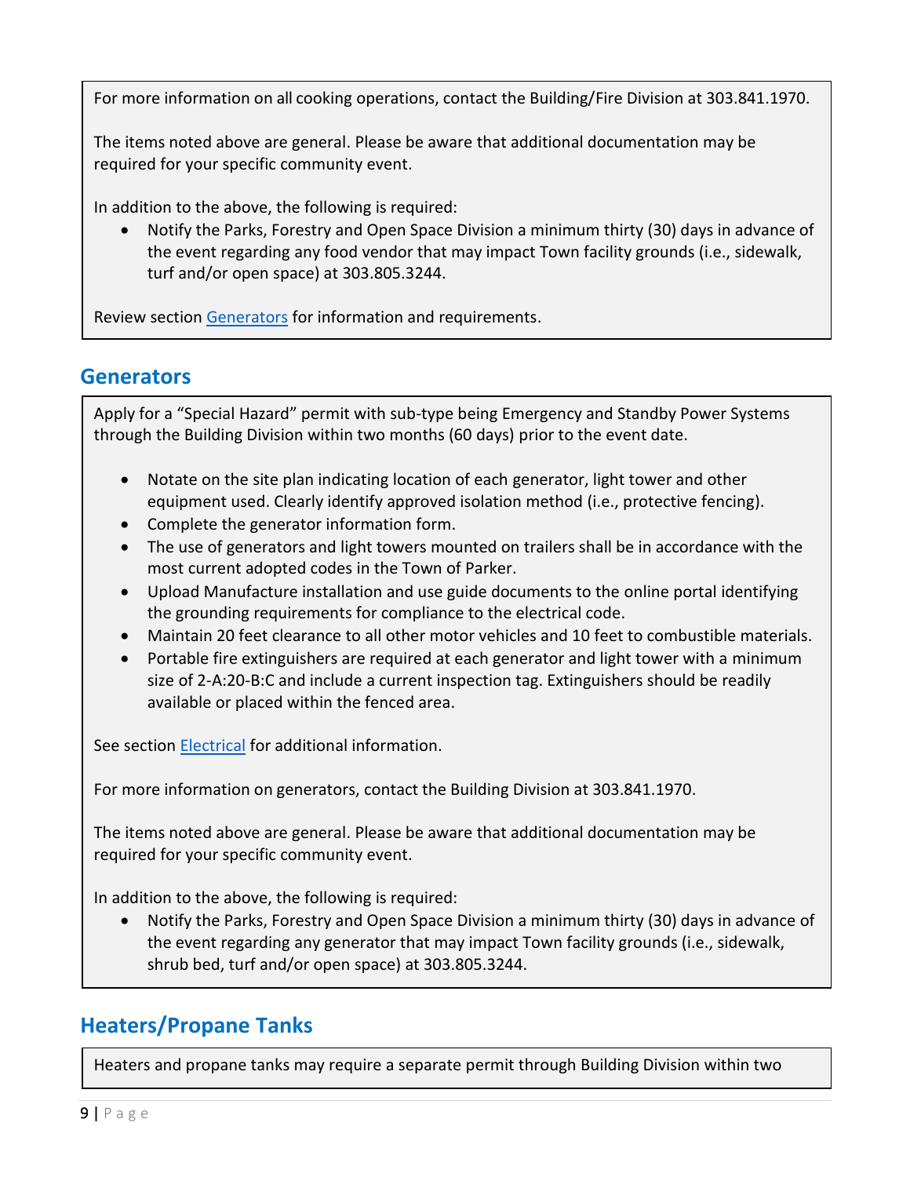For more information on all cooking operations, contact the Building/Fire Division at 303.841.1970.

The items noted above are general. Please be aware that additional documentation may be required for your specific community event.

In addition to the above, the following is required:

- Notify the Parks, Forestry and Open Space Division a minimum thirty (30) days in advance of the event regarding any food vendor that may impact Town facility grounds (i.e., sidewalk, turf and/or open space) at 303.805.3244.

Review section Generators for information and requirements.

## Generators

Apply for a "Special Hazard" permit with sub-type being Emergency and Standby Power Systems through the Building Division within two months (60 days) prior to the event date.

- Notate on the site plan indicating location of each generator, light tower and other equipment used. Clearly identify approved isolation method (i.e., protective fencing).
- Complete the generator information form.
- The use of generators and light towers mounted on trailers shall be in accordance with the most current adopted codes in the Town of Parker.
- Upload Manufacture installation and use guide documents to the online portal identifying the grounding requirements for compliance to the electrical code.
- Maintain 20 feet clearance to all other motor vehicles and 10 feet to combustible materials.
- Portable fire extinguishers are required at each generator and light tower with a minimum size of 2-A:20-B:C and include a current inspection tag. Extinguishers should be readily available or placed within the fenced area.

See section Electrical for additional information.

For more information on generators, contact the Building Division at 303.841.1970.

The items noted above are general. Please be aware that additional documentation may be required for your specific community event.

In addition to the above, the following is required:

- Notify the Parks, Forestry and Open Space Division a minimum thirty (30) days in advance of the event regarding any generator that may impact Town facility grounds (i.e., sidewalk, shrub bed, turf and/or open space) at 303.805.3244.

## Heaters/Propane Tanks

Heaters and propane tanks may require a separate permit through Building Division within two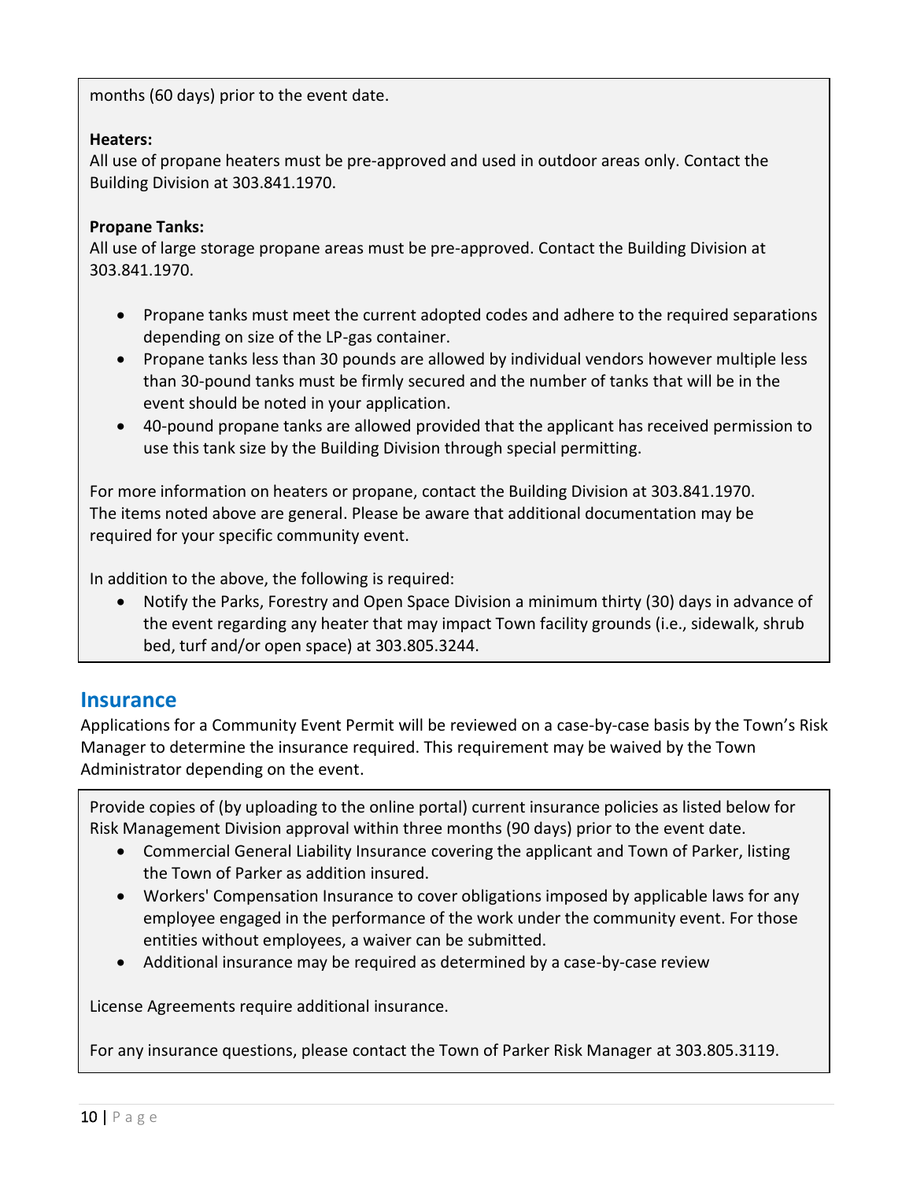months (60 days) prior to the event date.

**Heaters:**
All use of propane heaters must be pre-approved and used in outdoor areas only. Contact the Building Division at 303.841.1970.

**Propane Tanks:**
All use of large storage propane areas must be pre-approved. Contact the Building Division at 303.841.1970.

- Propane tanks must meet the current adopted codes and adhere to the required separations depending on size of the LP-gas container.
- Propane tanks less than 30 pounds are allowed by individual vendors however multiple less than 30-pound tanks must be firmly secured and the number of tanks that will be in the event should be noted in your application.
- 40-pound propane tanks are allowed provided that the applicant has received permission to use this tank size by the Building Division through special permitting.

For more information on heaters or propane, contact the Building Division at 303.841.1970. The items noted above are general. Please be aware that additional documentation may be required for your specific community event.

In addition to the above, the following is required:

- Notify the Parks, Forestry and Open Space Division a minimum thirty (30) days in advance of the event regarding any heater that may impact Town facility grounds (i.e., sidewalk, shrub bed, turf and/or open space) at 303.805.3244.

## Insurance

Applications for a Community Event Permit will be reviewed on a case-by-case basis by the Town's Risk Manager to determine the insurance required. This requirement may be waived by the Town Administrator depending on the event.

Provide copies of (by uploading to the online portal) current insurance policies as listed below for Risk Management Division approval within three months (90 days) prior to the event date.

- Commercial General Liability Insurance covering the applicant and Town of Parker, listing the Town of Parker as addition insured.
- Workers' Compensation Insurance to cover obligations imposed by applicable laws for any employee engaged in the performance of the work under the community event. For those entities without employees, a waiver can be submitted.
- Additional insurance may be required as determined by a case-by-case review

License Agreements require additional insurance.

For any insurance questions, please contact the Town of Parker Risk Manager at 303.805.3119.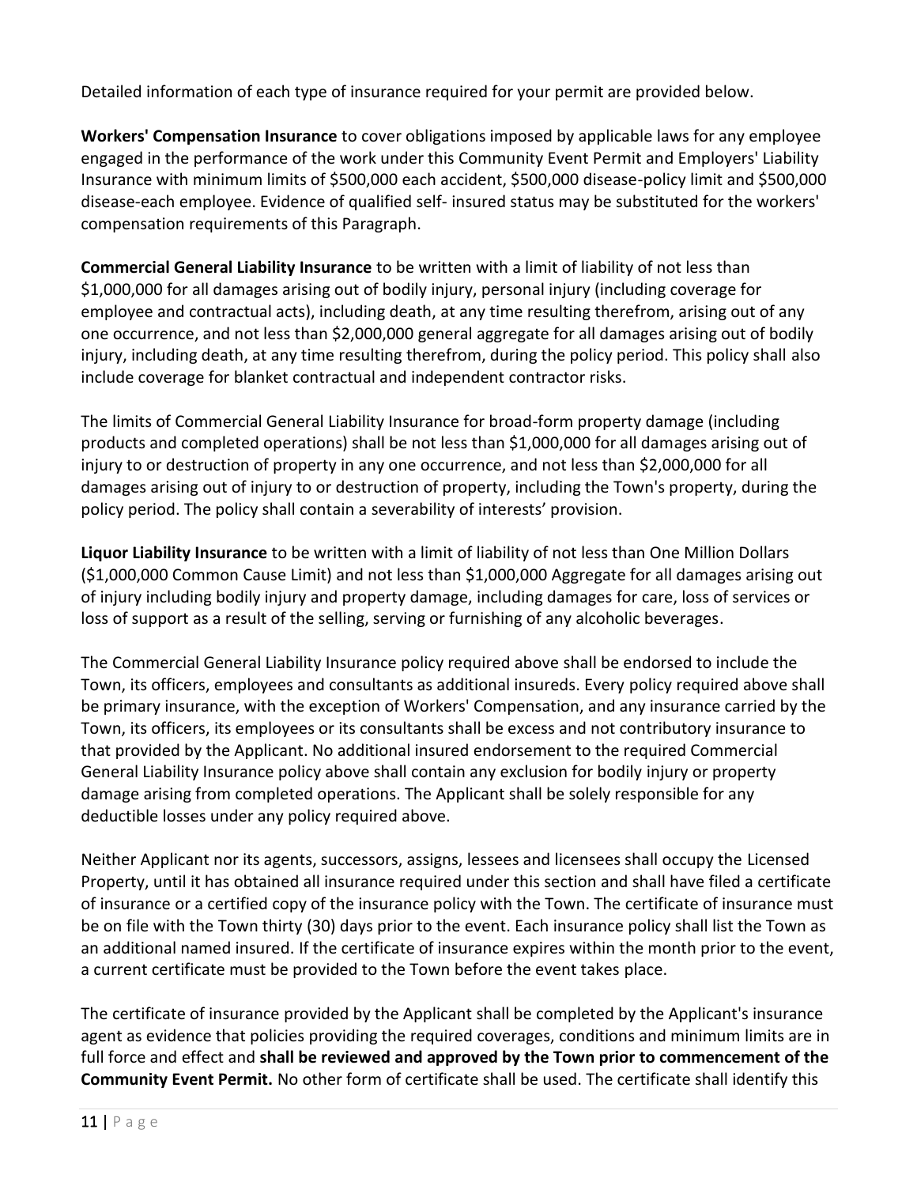Detailed information of each type of insurance required for your permit are provided below.

**Workers' Compensation Insurance** to cover obligations imposed by applicable laws for any employee engaged in the performance of the work under this Community Event Permit and Employers' Liability Insurance with minimum limits of $500,000 each accident, $500,000 disease-policy limit and $500,000 disease-each employee. Evidence of qualified self- insured status may be substituted for the workers' compensation requirements of this Paragraph.

**Commercial General Liability Insurance** to be written with a limit of liability of not less than $1,000,000 for all damages arising out of bodily injury, personal injury (including coverage for employee and contractual acts), including death, at any time resulting therefrom, arising out of any one occurrence, and not less than $2,000,000 general aggregate for all damages arising out of bodily injury, including death, at any time resulting therefrom, during the policy period. This policy shall also include coverage for blanket contractual and independent contractor risks.

The limits of Commercial General Liability Insurance for broad-form property damage (including products and completed operations) shall be not less than $1,000,000 for all damages arising out of injury to or destruction of property in any one occurrence, and not less than $2,000,000 for all damages arising out of injury to or destruction of property, including the Town's property, during the policy period. The policy shall contain a severability of interests' provision.

**Liquor Liability Insurance** to be written with a limit of liability of not less than One Million Dollars ($1,000,000 Common Cause Limit) and not less than $1,000,000 Aggregate for all damages arising out of injury including bodily injury and property damage, including damages for care, loss of services or loss of support as a result of the selling, serving or furnishing of any alcoholic beverages.

The Commercial General Liability Insurance policy required above shall be endorsed to include the Town, its officers, employees and consultants as additional insureds. Every policy required above shall be primary insurance, with the exception of Workers' Compensation, and any insurance carried by the Town, its officers, its employees or its consultants shall be excess and not contributory insurance to that provided by the Applicant. No additional insured endorsement to the required Commercial General Liability Insurance policy above shall contain any exclusion for bodily injury or property damage arising from completed operations. The Applicant shall be solely responsible for any deductible losses under any policy required above.

Neither Applicant nor its agents, successors, assigns, lessees and licensees shall occupy the Licensed Property, until it has obtained all insurance required under this section and shall have filed a certificate of insurance or a certified copy of the insurance policy with the Town. The certificate of insurance must be on file with the Town thirty (30) days prior to the event. Each insurance policy shall list the Town as an additional named insured. If the certificate of insurance expires within the month prior to the event, a current certificate must be provided to the Town before the event takes place.

The certificate of insurance provided by the Applicant shall be completed by the Applicant's insurance agent as evidence that policies providing the required coverages, conditions and minimum limits are in full force and effect and **shall be reviewed and approved by the Town prior to commencement of the Community Event Permit.** No other form of certificate shall be used. The certificate shall identify this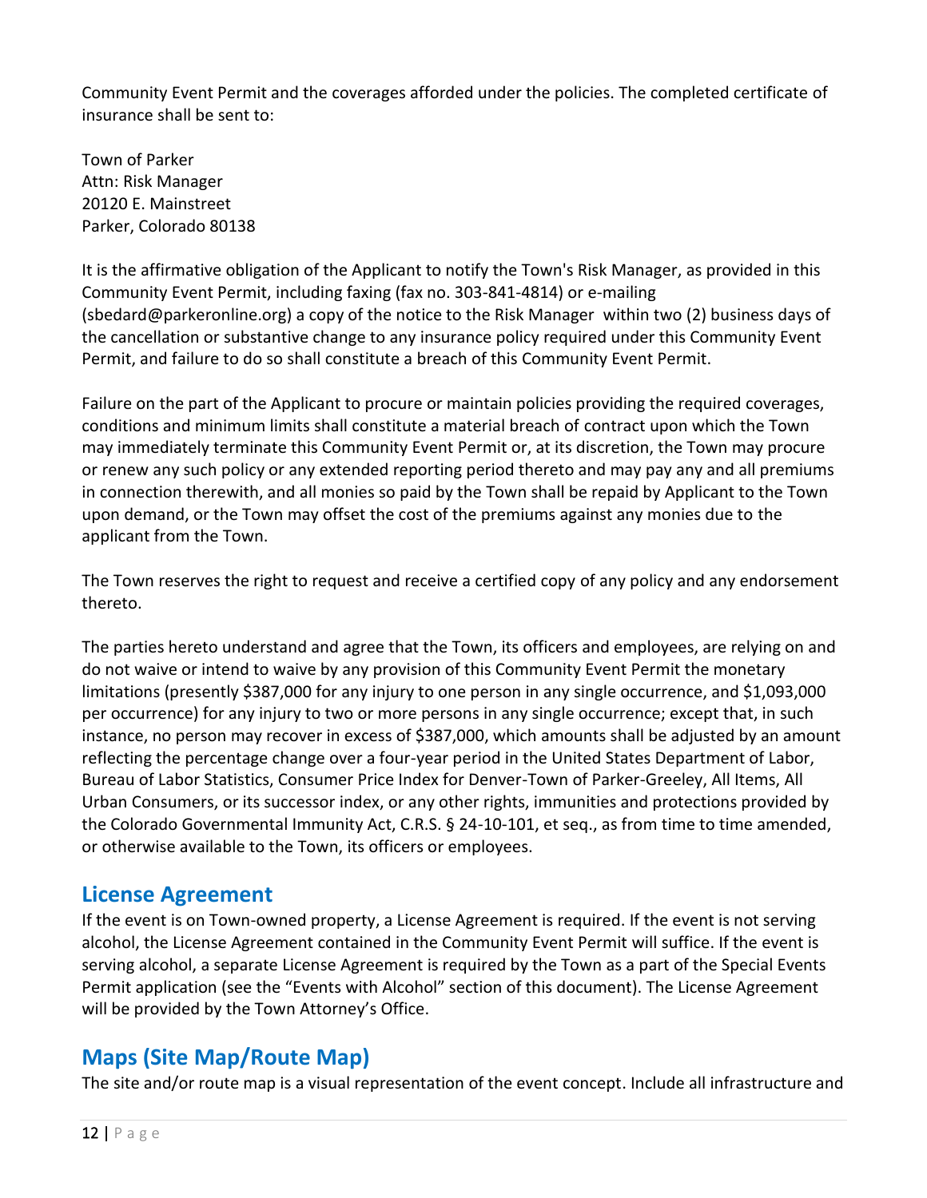Community Event Permit and the coverages afforded under the policies. The completed certificate of insurance shall be sent to:

Town of Parker
Attn: Risk Manager
20120 E. Mainstreet
Parker, Colorado 80138

It is the affirmative obligation of the Applicant to notify the Town's Risk Manager, as provided in this Community Event Permit, including faxing (fax no. 303-841-4814) or e-mailing (sbedard@parkeronline.org) a copy of the notice to the Risk Manager within two (2) business days of the cancellation or substantive change to any insurance policy required under this Community Event Permit, and failure to do so shall constitute a breach of this Community Event Permit.

Failure on the part of the Applicant to procure or maintain policies providing the required coverages, conditions and minimum limits shall constitute a material breach of contract upon which the Town may immediately terminate this Community Event Permit or, at its discretion, the Town may procure or renew any such policy or any extended reporting period thereto and may pay any and all premiums in connection therewith, and all monies so paid by the Town shall be repaid by Applicant to the Town upon demand, or the Town may offset the cost of the premiums against any monies due to the applicant from the Town.

The Town reserves the right to request and receive a certified copy of any policy and any endorsement thereto.

The parties hereto understand and agree that the Town, its officers and employees, are relying on and do not waive or intend to waive by any provision of this Community Event Permit the monetary limitations (presently $387,000 for any injury to one person in any single occurrence, and $1,093,000 per occurrence) for any injury to two or more persons in any single occurrence; except that, in such instance, no person may recover in excess of $387,000, which amounts shall be adjusted by an amount reflecting the percentage change over a four-year period in the United States Department of Labor, Bureau of Labor Statistics, Consumer Price Index for Denver-Town of Parker-Greeley, All Items, All Urban Consumers, or its successor index, or any other rights, immunities and protections provided by the Colorado Governmental Immunity Act, C.R.S. § 24-10-101, et seq., as from time to time amended, or otherwise available to the Town, its officers or employees.

## License Agreement

If the event is on Town-owned property, a License Agreement is required. If the event is not serving alcohol, the License Agreement contained in the Community Event Permit will suffice. If the event is serving alcohol, a separate License Agreement is required by the Town as a part of the Special Events Permit application (see the "Events with Alcohol" section of this document). The License Agreement will be provided by the Town Attorney's Office.

## Maps (Site Map/Route Map)

The site and/or route map is a visual representation of the event concept. Include all infrastructure and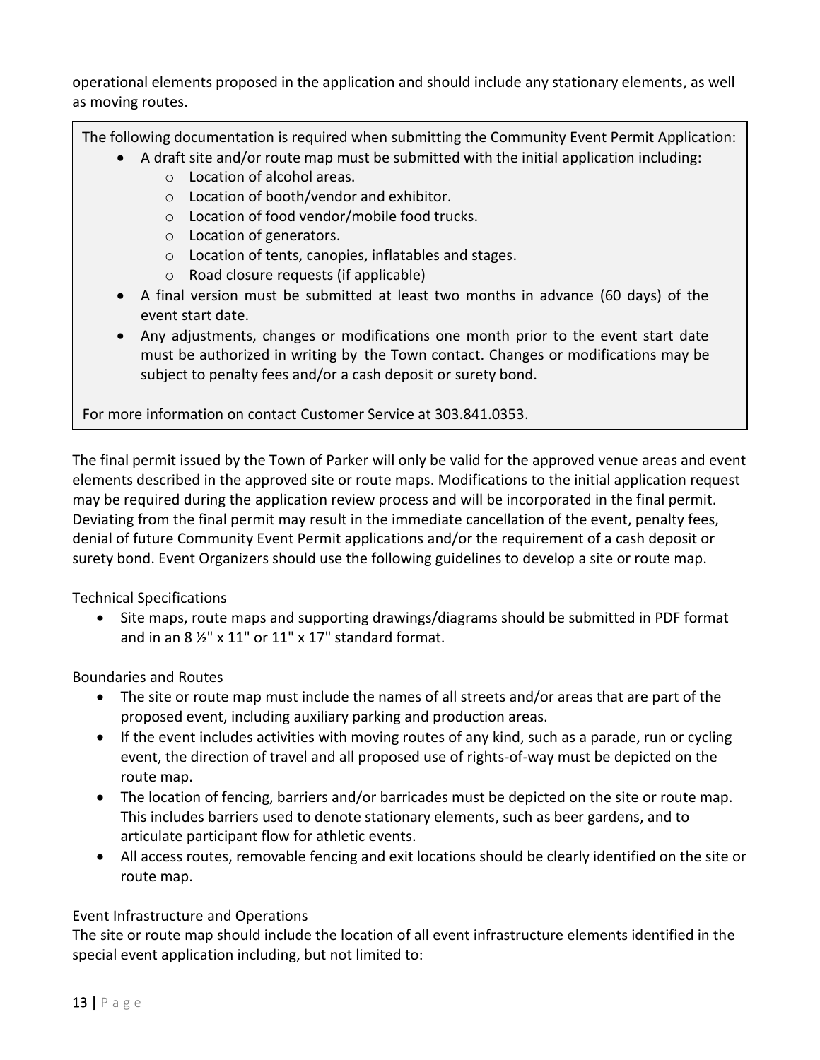operational elements proposed in the application and should include any stationary elements, as well as moving routes.

> The following documentation is required when submitting the Community Event Permit Application:
>
> - A draft site and/or route map must be submitted with the initial application including:
>     - Location of alcohol areas.
>     - Location of booth/vendor and exhibitor.
>     - Location of food vendor/mobile food trucks.
>     - Location of generators.
>     - Location of tents, canopies, inflatables and stages.
>     - Road closure requests (if applicable)
> - A final version must be submitted at least two months in advance (60 days) of the event start date.
> - Any adjustments, changes or modifications one month prior to the event start date must be authorized in writing by the Town contact. Changes or modifications may be subject to penalty fees and/or a cash deposit or surety bond.
>
> For more information on contact Customer Service at 303.841.0353.

The final permit issued by the Town of Parker will only be valid for the approved venue areas and event elements described in the approved site or route maps. Modifications to the initial application request may be required during the application review process and will be incorporated in the final permit. Deviating from the final permit may result in the immediate cancellation of the event, penalty fees, denial of future Community Event Permit applications and/or the requirement of a cash deposit or surety bond. Event Organizers should use the following guidelines to develop a site or route map.

Technical Specifications

- Site maps, route maps and supporting drawings/diagrams should be submitted in PDF format and in an 8 ½" x 11" or 11" x 17" standard format.

Boundaries and Routes

- The site or route map must include the names of all streets and/or areas that are part of the proposed event, including auxiliary parking and production areas.
- If the event includes activities with moving routes of any kind, such as a parade, run or cycling event, the direction of travel and all proposed use of rights-of-way must be depicted on the route map.
- The location of fencing, barriers and/or barricades must be depicted on the site or route map. This includes barriers used to denote stationary elements, such as beer gardens, and to articulate participant flow for athletic events.
- All access routes, removable fencing and exit locations should be clearly identified on the site or route map.

Event Infrastructure and Operations

The site or route map should include the location of all event infrastructure elements identified in the special event application including, but not limited to: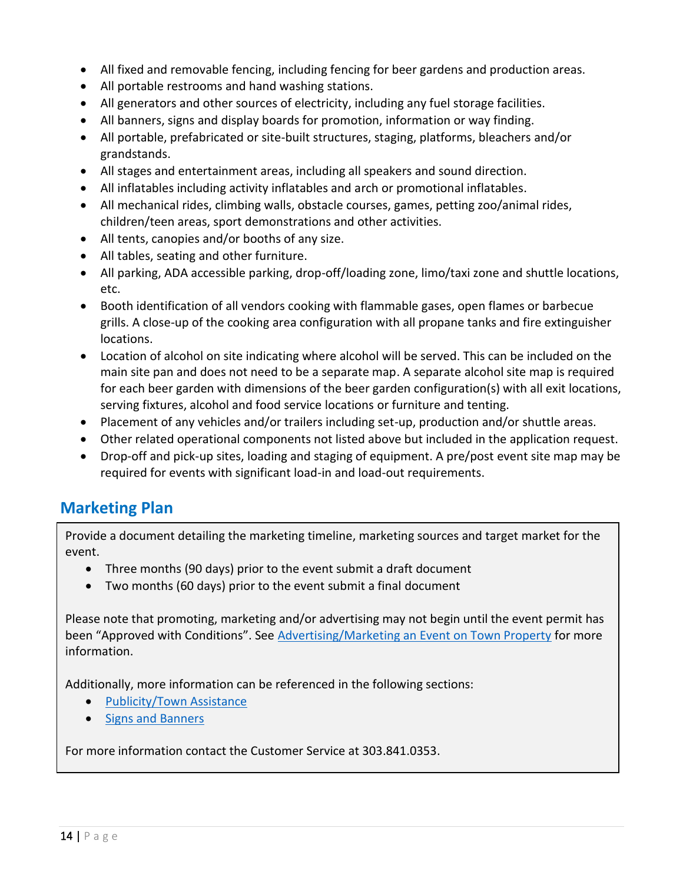- All fixed and removable fencing, including fencing for beer gardens and production areas.
- All portable restrooms and hand washing stations.
- All generators and other sources of electricity, including any fuel storage facilities.
- All banners, signs and display boards for promotion, information or way finding.
- All portable, prefabricated or site-built structures, staging, platforms, bleachers and/or grandstands.
- All stages and entertainment areas, including all speakers and sound direction.
- All inflatables including activity inflatables and arch or promotional inflatables.
- All mechanical rides, climbing walls, obstacle courses, games, petting zoo/animal rides, children/teen areas, sport demonstrations and other activities.
- All tents, canopies and/or booths of any size.
- All tables, seating and other furniture.
- All parking, ADA accessible parking, drop-off/loading zone, limo/taxi zone and shuttle locations, etc.
- Booth identification of all vendors cooking with flammable gases, open flames or barbecue grills. A close-up of the cooking area configuration with all propane tanks and fire extinguisher locations.
- Location of alcohol on site indicating where alcohol will be served. This can be included on the main site pan and does not need to be a separate map. A separate alcohol site map is required for each beer garden with dimensions of the beer garden configuration(s) with all exit locations, serving fixtures, alcohol and food service locations or furniture and tenting.
- Placement of any vehicles and/or trailers including set-up, production and/or shuttle areas.
- Other related operational components not listed above but included in the application request.
- Drop-off and pick-up sites, loading and staging of equipment. A pre/post event site map may be required for events with significant load-in and load-out requirements.

## Marketing Plan

Provide a document detailing the marketing timeline, marketing sources and target market for the event.

- Three months (90 days) prior to the event submit a draft document
- Two months (60 days) prior to the event submit a final document

Please note that promoting, marketing and/or advertising may not begin until the event permit has been "Approved with Conditions". See Advertising/Marketing an Event on Town Property for more information.

Additionally, more information can be referenced in the following sections:

- Publicity/Town Assistance
- Signs and Banners

For more information contact the Customer Service at 303.841.0353.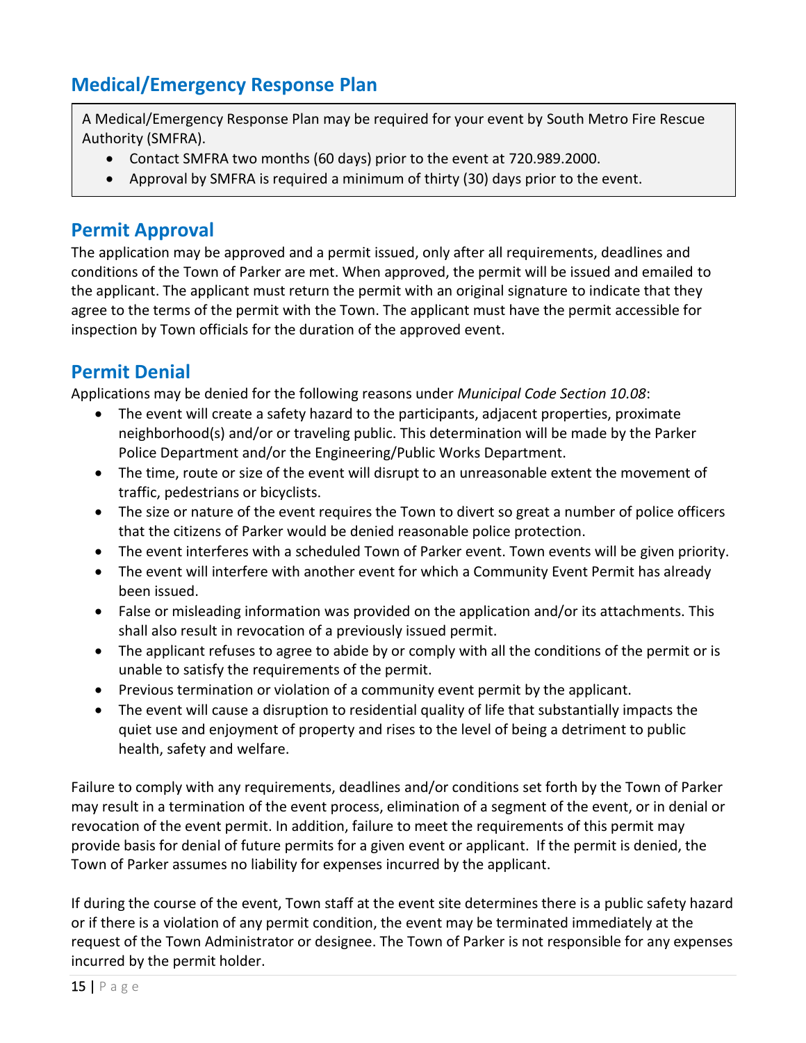## Medical/Emergency Response Plan

A Medical/Emergency Response Plan may be required for your event by South Metro Fire Rescue Authority (SMFRA).

- Contact SMFRA two months (60 days) prior to the event at 720.989.2000.
- Approval by SMFRA is required a minimum of thirty (30) days prior to the event.

## Permit Approval

The application may be approved and a permit issued, only after all requirements, deadlines and conditions of the Town of Parker are met. When approved, the permit will be issued and emailed to the applicant. The applicant must return the permit with an original signature to indicate that they agree to the terms of the permit with the Town. The applicant must have the permit accessible for inspection by Town officials for the duration of the approved event.

## Permit Denial

Applications may be denied for the following reasons under *Municipal Code Section 10.08*:

- The event will create a safety hazard to the participants, adjacent properties, proximate neighborhood(s) and/or or traveling public. This determination will be made by the Parker Police Department and/or the Engineering/Public Works Department.
- The time, route or size of the event will disrupt to an unreasonable extent the movement of traffic, pedestrians or bicyclists.
- The size or nature of the event requires the Town to divert so great a number of police officers that the citizens of Parker would be denied reasonable police protection.
- The event interferes with a scheduled Town of Parker event. Town events will be given priority.
- The event will interfere with another event for which a Community Event Permit has already been issued.
- False or misleading information was provided on the application and/or its attachments. This shall also result in revocation of a previously issued permit.
- The applicant refuses to agree to abide by or comply with all the conditions of the permit or is unable to satisfy the requirements of the permit.
- Previous termination or violation of a community event permit by the applicant.
- The event will cause a disruption to residential quality of life that substantially impacts the quiet use and enjoyment of property and rises to the level of being a detriment to public health, safety and welfare.

Failure to comply with any requirements, deadlines and/or conditions set forth by the Town of Parker may result in a termination of the event process, elimination of a segment of the event, or in denial or revocation of the event permit. In addition, failure to meet the requirements of this permit may provide basis for denial of future permits for a given event or applicant. If the permit is denied, the Town of Parker assumes no liability for expenses incurred by the applicant.

If during the course of the event, Town staff at the event site determines there is a public safety hazard or if there is a violation of any permit condition, the event may be terminated immediately at the request of the Town Administrator or designee. The Town of Parker is not responsible for any expenses incurred by the permit holder.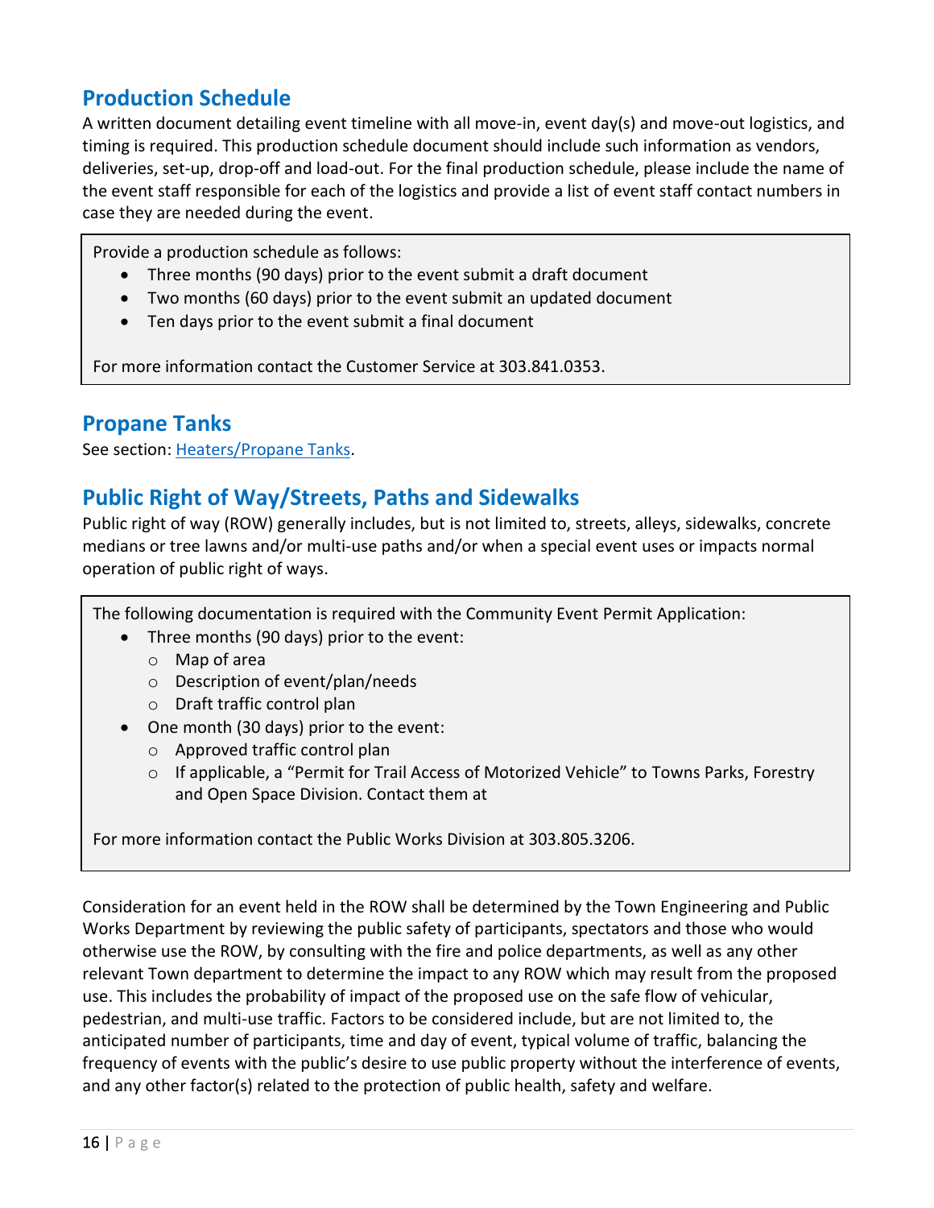## Production Schedule

A written document detailing event timeline with all move-in, event day(s) and move-out logistics, and timing is required. This production schedule document should include such information as vendors, deliveries, set-up, drop-off and load-out. For the final production schedule, please include the name of the event staff responsible for each of the logistics and provide a list of event staff contact numbers in case they are needed during the event.

> Provide a production schedule as follows:
>
> - Three months (90 days) prior to the event submit a draft document
> - Two months (60 days) prior to the event submit an updated document
> - Ten days prior to the event submit a final document
>
> For more information contact the Customer Service at 303.841.0353.

## Propane Tanks

See section: Heaters/Propane Tanks.

## Public Right of Way/Streets, Paths and Sidewalks

Public right of way (ROW) generally includes, but is not limited to, streets, alleys, sidewalks, concrete medians or tree lawns and/or multi-use paths and/or when a special event uses or impacts normal operation of public right of ways.

> The following documentation is required with the Community Event Permit Application:
>
> - Three months (90 days) prior to the event:
>   - Map of area
>   - Description of event/plan/needs
>   - Draft traffic control plan
> - One month (30 days) prior to the event:
>   - Approved traffic control plan
>   - If applicable, a "Permit for Trail Access of Motorized Vehicle" to Towns Parks, Forestry and Open Space Division. Contact them at
>
> For more information contact the Public Works Division at 303.805.3206.

Consideration for an event held in the ROW shall be determined by the Town Engineering and Public Works Department by reviewing the public safety of participants, spectators and those who would otherwise use the ROW, by consulting with the fire and police departments, as well as any other relevant Town department to determine the impact to any ROW which may result from the proposed use. This includes the probability of impact of the proposed use on the safe flow of vehicular, pedestrian, and multi-use traffic. Factors to be considered include, but are not limited to, the anticipated number of participants, time and day of event, typical volume of traffic, balancing the frequency of events with the public's desire to use public property without the interference of events, and any other factor(s) related to the protection of public health, safety and welfare.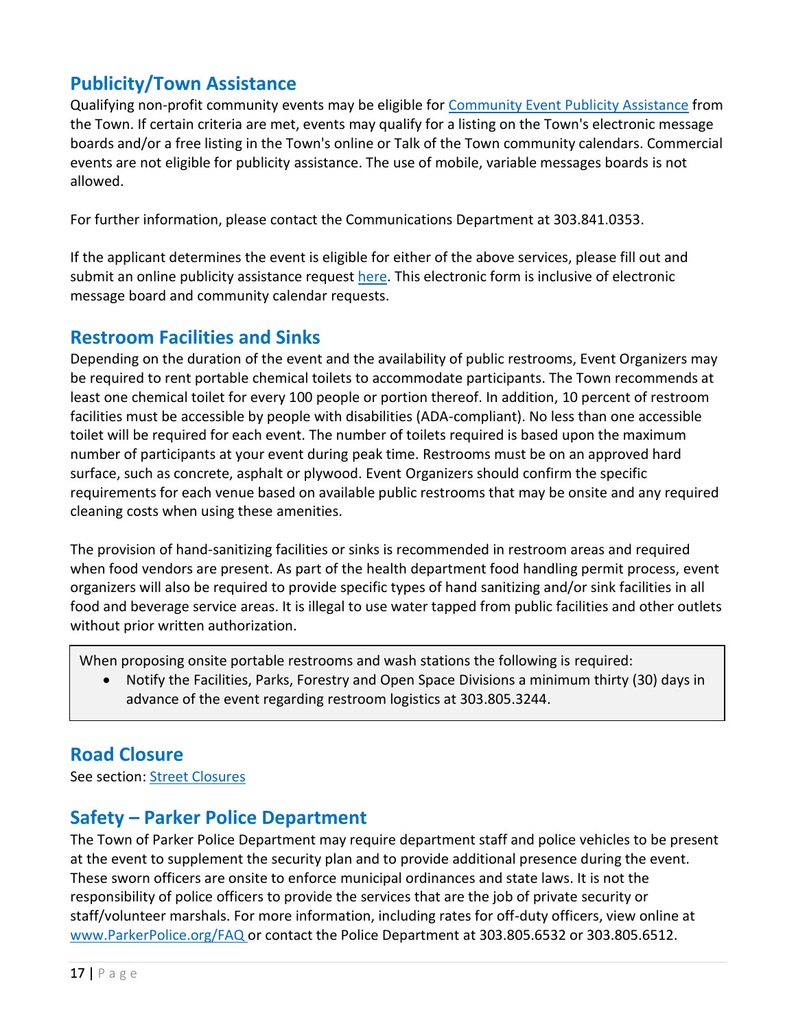## Publicity/Town Assistance

Qualifying non-profit community events may be eligible for Community Event Publicity Assistance from the Town. If certain criteria are met, events may qualify for a listing on the Town's electronic message boards and/or a free listing in the Town's online or Talk of the Town community calendars. Commercial events are not eligible for publicity assistance. The use of mobile, variable messages boards is not allowed.

For further information, please contact the Communications Department at 303.841.0353.

If the applicant determines the event is eligible for either of the above services, please fill out and submit an online publicity assistance request here. This electronic form is inclusive of electronic message board and community calendar requests.

## Restroom Facilities and Sinks

Depending on the duration of the event and the availability of public restrooms, Event Organizers may be required to rent portable chemical toilets to accommodate participants. The Town recommends at least one chemical toilet for every 100 people or portion thereof. In addition, 10 percent of restroom facilities must be accessible by people with disabilities (ADA-compliant). No less than one accessible toilet will be required for each event. The number of toilets required is based upon the maximum number of participants at your event during peak time. Restrooms must be on an approved hard surface, such as concrete, asphalt or plywood. Event Organizers should confirm the specific requirements for each venue based on available public restrooms that may be onsite and any required cleaning costs when using these amenities.

The provision of hand-sanitizing facilities or sinks is recommended in restroom areas and required when food vendors are present. As part of the health department food handling permit process, event organizers will also be required to provide specific types of hand sanitizing and/or sink facilities in all food and beverage service areas. It is illegal to use water tapped from public facilities and other outlets without prior written authorization.

When proposing onsite portable restrooms and wash stations the following is required:

- Notify the Facilities, Parks, Forestry and Open Space Divisions a minimum thirty (30) days in advance of the event regarding restroom logistics at 303.805.3244.

## Road Closure

See section: Street Closures

## Safety – Parker Police Department

The Town of Parker Police Department may require department staff and police vehicles to be present at the event to supplement the security plan and to provide additional presence during the event. These sworn officers are onsite to enforce municipal ordinances and state laws. It is not the responsibility of police officers to provide the services that are the job of private security or staff/volunteer marshals. For more information, including rates for off-duty officers, view online at www.ParkerPolice.org/FAQ or contact the Police Department at 303.805.6532 or 303.805.6512.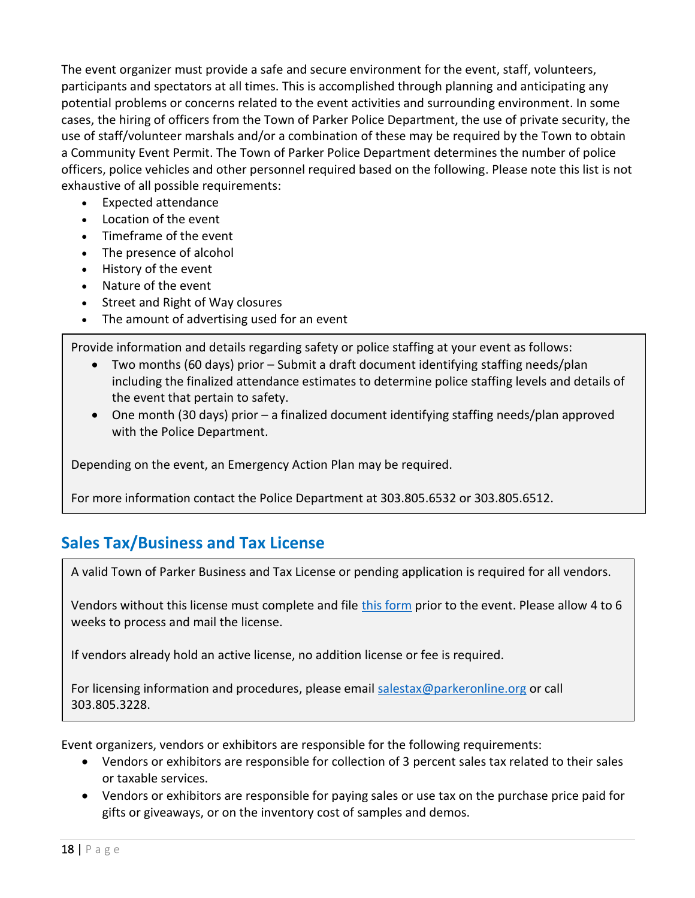The event organizer must provide a safe and secure environment for the event, staff, volunteers, participants and spectators at all times. This is accomplished through planning and anticipating any potential problems or concerns related to the event activities and surrounding environment. In some cases, the hiring of officers from the Town of Parker Police Department, the use of private security, the use of staff/volunteer marshals and/or a combination of these may be required by the Town to obtain a Community Event Permit. The Town of Parker Police Department determines the number of police officers, police vehicles and other personnel required based on the following. Please note this list is not exhaustive of all possible requirements:

- Expected attendance
- Location of the event
- Timeframe of the event
- The presence of alcohol
- History of the event
- Nature of the event
- Street and Right of Way closures
- The amount of advertising used for an event

Provide information and details regarding safety or police staffing at your event as follows:

- Two months (60 days) prior – Submit a draft document identifying staffing needs/plan including the finalized attendance estimates to determine police staffing levels and details of the event that pertain to safety.
- One month (30 days) prior – a finalized document identifying staffing needs/plan approved with the Police Department.

Depending on the event, an Emergency Action Plan may be required.

For more information contact the Police Department at 303.805.6532 or 303.805.6512.

## Sales Tax/Business and Tax License

A valid Town of Parker Business and Tax License or pending application is required for all vendors.

Vendors without this license must complete and file this form prior to the event. Please allow 4 to 6 weeks to process and mail the license.

If vendors already hold an active license, no addition license or fee is required.

For licensing information and procedures, please email salestax@parkeronline.org or call 303.805.3228.

Event organizers, vendors or exhibitors are responsible for the following requirements:

- Vendors or exhibitors are responsible for collection of 3 percent sales tax related to their sales or taxable services.
- Vendors or exhibitors are responsible for paying sales or use tax on the purchase price paid for gifts or giveaways, or on the inventory cost of samples and demos.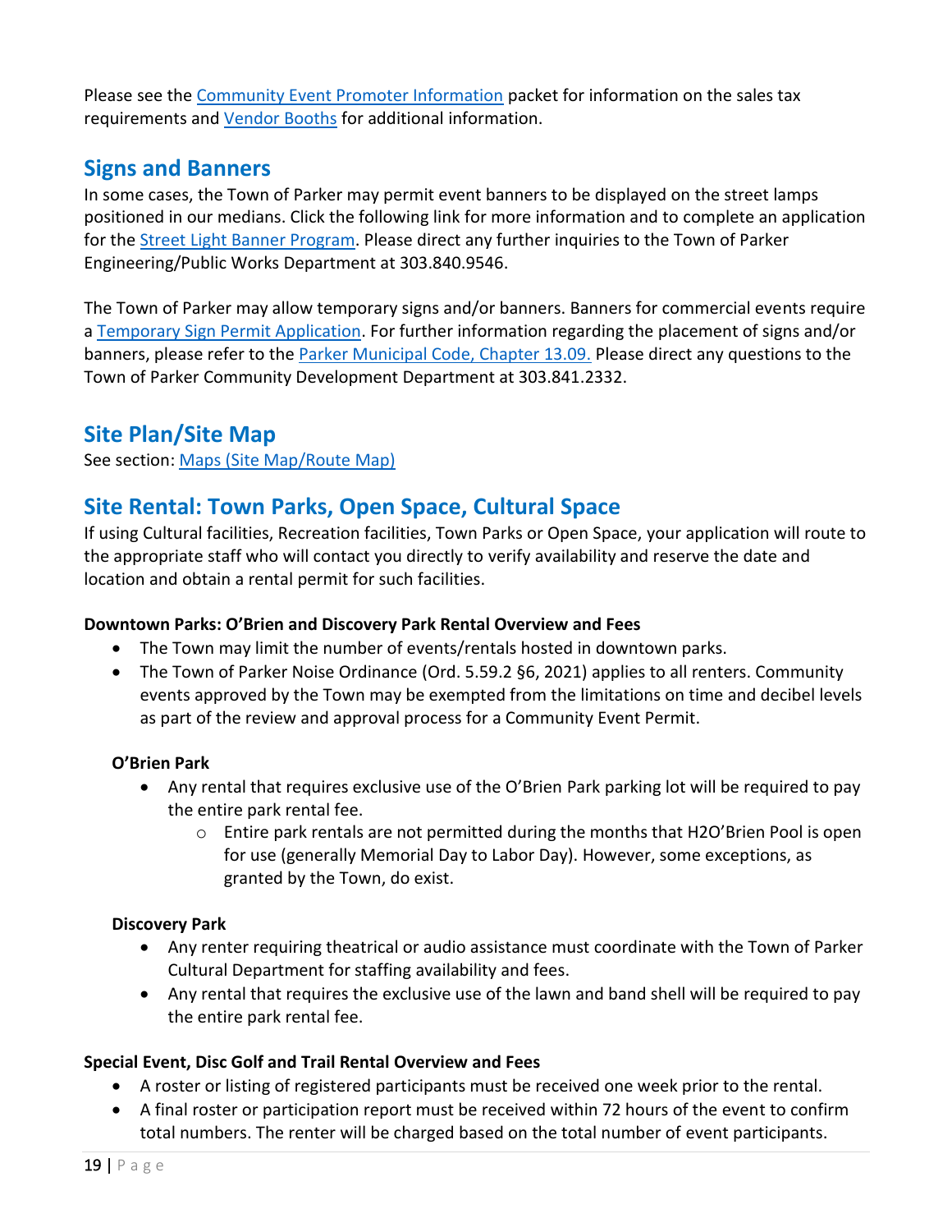Please see the Community Event Promoter Information packet for information on the sales tax requirements and Vendor Booths for additional information.

## Signs and Banners

In some cases, the Town of Parker may permit event banners to be displayed on the street lamps positioned in our medians. Click the following link for more information and to complete an application for the Street Light Banner Program. Please direct any further inquiries to the Town of Parker Engineering/Public Works Department at 303.840.9546.

The Town of Parker may allow temporary signs and/or banners. Banners for commercial events require a Temporary Sign Permit Application. For further information regarding the placement of signs and/or banners, please refer to the Parker Municipal Code, Chapter 13.09. Please direct any questions to the Town of Parker Community Development Department at 303.841.2332.

## Site Plan/Site Map

See section: Maps (Site Map/Route Map)

## Site Rental: Town Parks, Open Space, Cultural Space

If using Cultural facilities, Recreation facilities, Town Parks or Open Space, your application will route to the appropriate staff who will contact you directly to verify availability and reserve the date and location and obtain a rental permit for such facilities.

**Downtown Parks: O'Brien and Discovery Park Rental Overview and Fees**

- The Town may limit the number of events/rentals hosted in downtown parks.
- The Town of Parker Noise Ordinance (Ord. 5.59.2 §6, 2021) applies to all renters. Community events approved by the Town may be exempted from the limitations on time and decibel levels as part of the review and approval process for a Community Event Permit.

**O'Brien Park**

- Any rental that requires exclusive use of the O'Brien Park parking lot will be required to pay the entire park rental fee.
  - Entire park rentals are not permitted during the months that H2O'Brien Pool is open for use (generally Memorial Day to Labor Day). However, some exceptions, as granted by the Town, do exist.

**Discovery Park**

- Any renter requiring theatrical or audio assistance must coordinate with the Town of Parker Cultural Department for staffing availability and fees.
- Any rental that requires the exclusive use of the lawn and band shell will be required to pay the entire park rental fee.

**Special Event, Disc Golf and Trail Rental Overview and Fees**

- A roster or listing of registered participants must be received one week prior to the rental.
- A final roster or participation report must be received within 72 hours of the event to confirm total numbers. The renter will be charged based on the total number of event participants.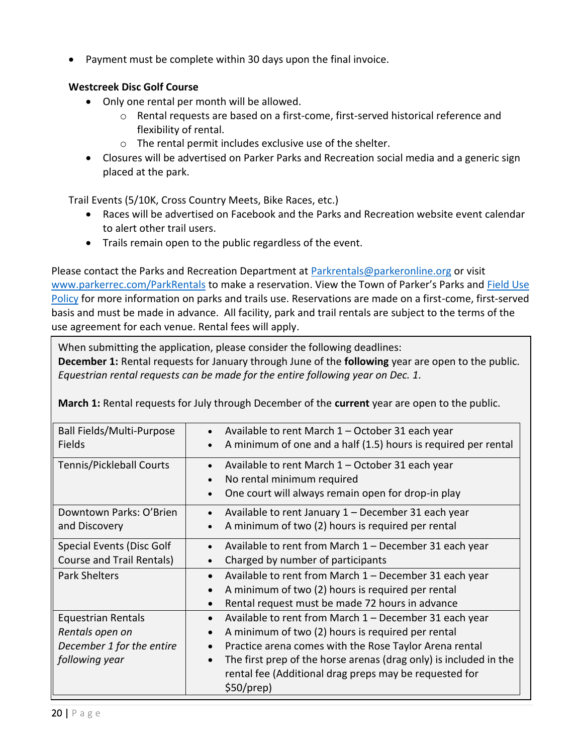- Payment must be complete within 30 days upon the final invoice.

**Westcreek Disc Golf Course**

- Only one rental per month will be allowed.
  - Rental requests are based on a first-come, first-served historical reference and flexibility of rental.
  - The rental permit includes exclusive use of the shelter.
- Closures will be advertised on Parker Parks and Recreation social media and a generic sign placed at the park.

Trail Events (5/10K, Cross Country Meets, Bike Races, etc.)

- Races will be advertised on Facebook and the Parks and Recreation website event calendar to alert other trail users.
- Trails remain open to the public regardless of the event.

Please contact the Parks and Recreation Department at Parkrentals@parkeronline.org or visit www.parkerrec.com/ParkRentals to make a reservation. View the Town of Parker's Parks and Field Use Policy for more information on parks and trails use. Reservations are made on a first-come, first-served basis and must be made in advance. All facility, park and trail rentals are subject to the terms of the use agreement for each venue. Rental fees will apply.

When submitting the application, please consider the following deadlines:
**December 1:** Rental requests for January through June of the **following** year are open to the public. *Equestrian rental requests can be made for the entire following year on Dec. 1.*

**March 1:** Rental requests for July through December of the **current** year are open to the public.

| Venue | Details |
|---|---|
| Ball Fields/Multi-Purpose Fields | • Available to rent March 1 – October 31 each year<br>• A minimum of one and a half (1.5) hours is required per rental |
| Tennis/Pickleball Courts | • Available to rent March 1 – October 31 each year<br>• No rental minimum required<br>• One court will always remain open for drop-in play |
| Downtown Parks: O'Brien and Discovery | • Available to rent January 1 – December 31 each year<br>• A minimum of two (2) hours is required per rental |
| Special Events (Disc Golf Course and Trail Rentals) | • Available to rent from March 1 – December 31 each year<br>• Charged by number of participants |
| Park Shelters | • Available to rent from March 1 – December 31 each year<br>• A minimum of two (2) hours is required per rental<br>• Rental request must be made 72 hours in advance |
| Equestrian Rentals *Rentals open on December 1 for the entire following year* | • Available to rent from March 1 – December 31 each year<br>• A minimum of two (2) hours is required per rental<br>• Practice arena comes with the Rose Taylor Arena rental<br>• The first prep of the horse arenas (drag only) is included in the rental fee (Additional drag preps may be requested for $50/prep) |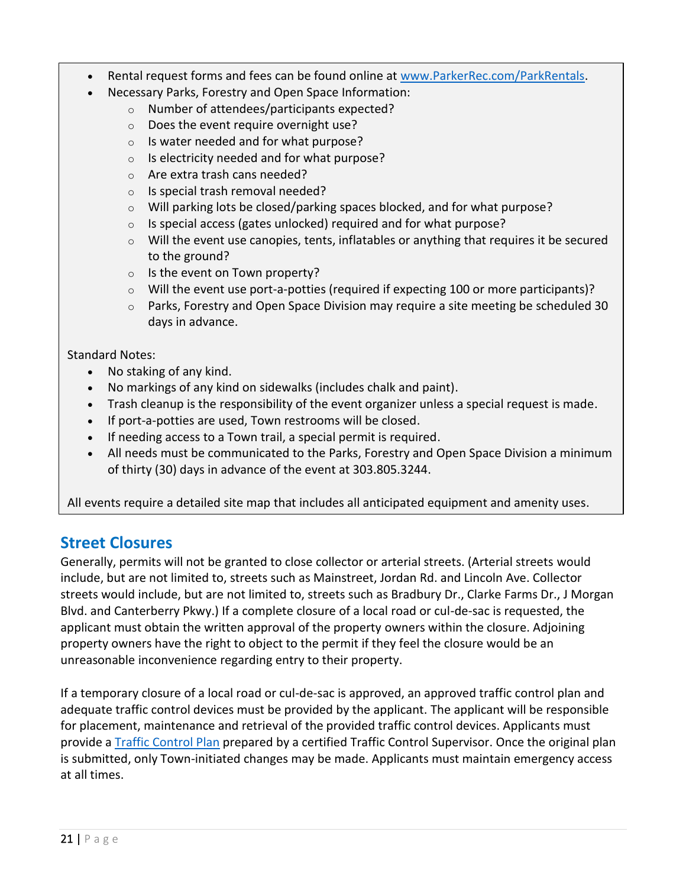- Rental request forms and fees can be found online at [www.ParkerRec.com/ParkRentals](www.ParkerRec.com/ParkRentals).
- Necessary Parks, Forestry and Open Space Information:
  - Number of attendees/participants expected?
  - Does the event require overnight use?
  - Is water needed and for what purpose?
  - Is electricity needed and for what purpose?
  - Are extra trash cans needed?
  - Is special trash removal needed?
  - Will parking lots be closed/parking spaces blocked, and for what purpose?
  - Is special access (gates unlocked) required and for what purpose?
  - Will the event use canopies, tents, inflatables or anything that requires it be secured to the ground?
  - Is the event on Town property?
  - Will the event use port-a-potties (required if expecting 100 or more participants)?
  - Parks, Forestry and Open Space Division may require a site meeting be scheduled 30 days in advance.

Standard Notes:

- No staking of any kind.
- No markings of any kind on sidewalks (includes chalk and paint).
- Trash cleanup is the responsibility of the event organizer unless a special request is made.
- If port-a-potties are used, Town restrooms will be closed.
- If needing access to a Town trail, a special permit is required.
- All needs must be communicated to the Parks, Forestry and Open Space Division a minimum of thirty (30) days in advance of the event at 303.805.3244.

All events require a detailed site map that includes all anticipated equipment and amenity uses.

## Street Closures

Generally, permits will not be granted to close collector or arterial streets. (Arterial streets would include, but are not limited to, streets such as Mainstreet, Jordan Rd. and Lincoln Ave. Collector streets would include, but are not limited to, streets such as Bradbury Dr., Clarke Farms Dr., J Morgan Blvd. and Canterberry Pkwy.) If a complete closure of a local road or cul-de-sac is requested, the applicant must obtain the written approval of the property owners within the closure. Adjoining property owners have the right to object to the permit if they feel the closure would be an unreasonable inconvenience regarding entry to their property.

If a temporary closure of a local road or cul-de-sac is approved, an approved traffic control plan and adequate traffic control devices must be provided by the applicant. The applicant will be responsible for placement, maintenance and retrieval of the provided traffic control devices. Applicants must provide a Traffic Control Plan prepared by a certified Traffic Control Supervisor. Once the original plan is submitted, only Town-initiated changes may be made. Applicants must maintain emergency access at all times.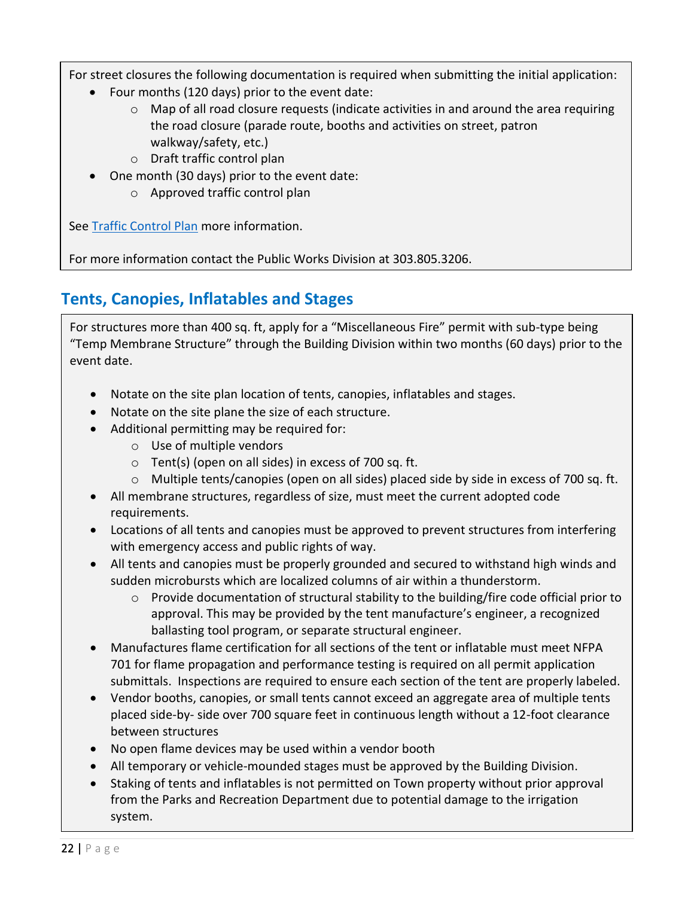For street closures the following documentation is required when submitting the initial application:

- Four months (120 days) prior to the event date:
  - Map of all road closure requests (indicate activities in and around the area requiring the road closure (parade route, booths and activities on street, patron walkway/safety, etc.)
  - Draft traffic control plan
- One month (30 days) prior to the event date:
  - Approved traffic control plan

See [Traffic Control Plan]() more information.

For more information contact the Public Works Division at 303.805.3206.

## Tents, Canopies, Inflatables and Stages

For structures more than 400 sq. ft, apply for a "Miscellaneous Fire" permit with sub-type being "Temp Membrane Structure" through the Building Division within two months (60 days) prior to the event date.

- Notate on the site plan location of tents, canopies, inflatables and stages.
- Notate on the site plane the size of each structure.
- Additional permitting may be required for:
  - Use of multiple vendors
  - Tent(s) (open on all sides) in excess of 700 sq. ft.
  - Multiple tents/canopies (open on all sides) placed side by side in excess of 700 sq. ft.
- All membrane structures, regardless of size, must meet the current adopted code requirements.
- Locations of all tents and canopies must be approved to prevent structures from interfering with emergency access and public rights of way.
- All tents and canopies must be properly grounded and secured to withstand high winds and sudden microbursts which are localized columns of air within a thunderstorm.
  - Provide documentation of structural stability to the building/fire code official prior to approval. This may be provided by the tent manufacture's engineer, a recognized ballasting tool program, or separate structural engineer.
- Manufactures flame certification for all sections of the tent or inflatable must meet NFPA 701 for flame propagation and performance testing is required on all permit application submittals. Inspections are required to ensure each section of the tent are properly labeled.
- Vendor booths, canopies, or small tents cannot exceed an aggregate area of multiple tents placed side-by- side over 700 square feet in continuous length without a 12-foot clearance between structures
- No open flame devices may be used within a vendor booth
- All temporary or vehicle-mounded stages must be approved by the Building Division.
- Staking of tents and inflatables is not permitted on Town property without prior approval from the Parks and Recreation Department due to potential damage to the irrigation system.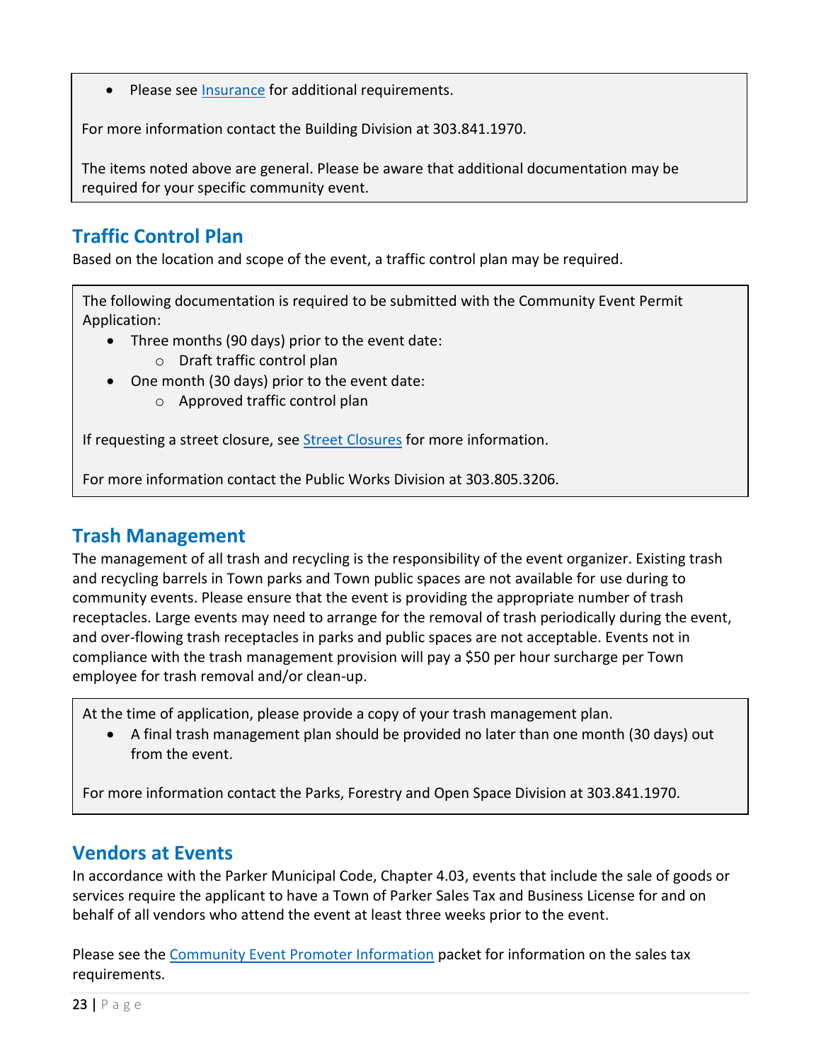- Please see Insurance for additional requirements.

For more information contact the Building Division at 303.841.1970.

The items noted above are general. Please be aware that additional documentation may be required for your specific community event.

## Traffic Control Plan

Based on the location and scope of the event, a traffic control plan may be required.

The following documentation is required to be submitted with the Community Event Permit Application:

- Three months (90 days) prior to the event date:
  - Draft traffic control plan
- One month (30 days) prior to the event date:
  - Approved traffic control plan

If requesting a street closure, see Street Closures for more information.

For more information contact the Public Works Division at 303.805.3206.

## Trash Management

The management of all trash and recycling is the responsibility of the event organizer. Existing trash and recycling barrels in Town parks and Town public spaces are not available for use during to community events. Please ensure that the event is providing the appropriate number of trash receptacles. Large events may need to arrange for the removal of trash periodically during the event, and over-flowing trash receptacles in parks and public spaces are not acceptable. Events not in compliance with the trash management provision will pay a $50 per hour surcharge per Town employee for trash removal and/or clean-up.

At the time of application, please provide a copy of your trash management plan.

- A final trash management plan should be provided no later than one month (30 days) out from the event.

For more information contact the Parks, Forestry and Open Space Division at 303.841.1970.

## Vendors at Events

In accordance with the Parker Municipal Code, Chapter 4.03, events that include the sale of goods or services require the applicant to have a Town of Parker Sales Tax and Business License for and on behalf of all vendors who attend the event at least three weeks prior to the event.

Please see the Community Event Promoter Information packet for information on the sales tax requirements.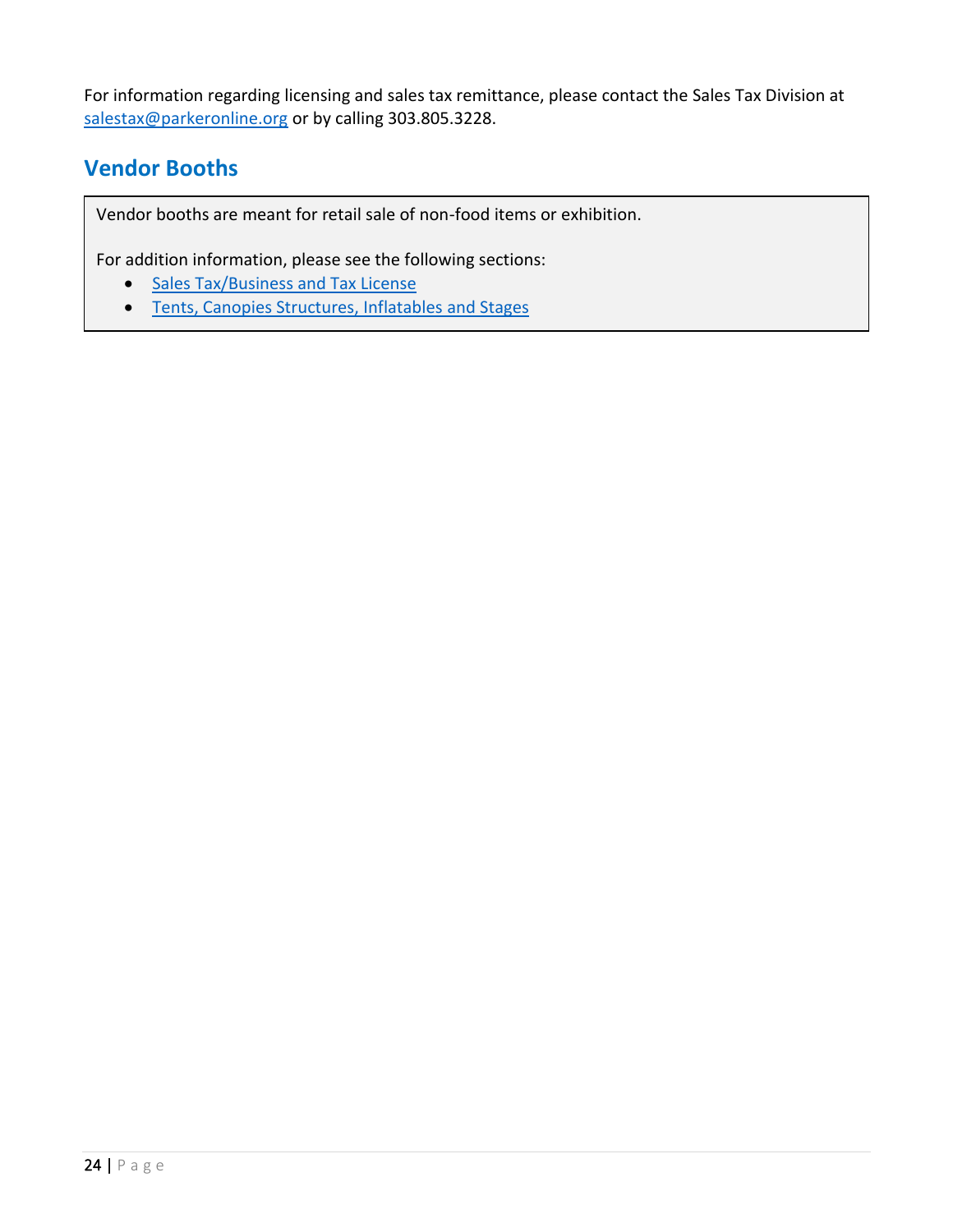For information regarding licensing and sales tax remittance, please contact the Sales Tax Division at salestax@parkeronline.org or by calling 303.805.3228.

## Vendor Booths

Vendor booths are meant for retail sale of non-food items or exhibition.

For addition information, please see the following sections:

- Sales Tax/Business and Tax License
- Tents, Canopies Structures, Inflatables and Stages